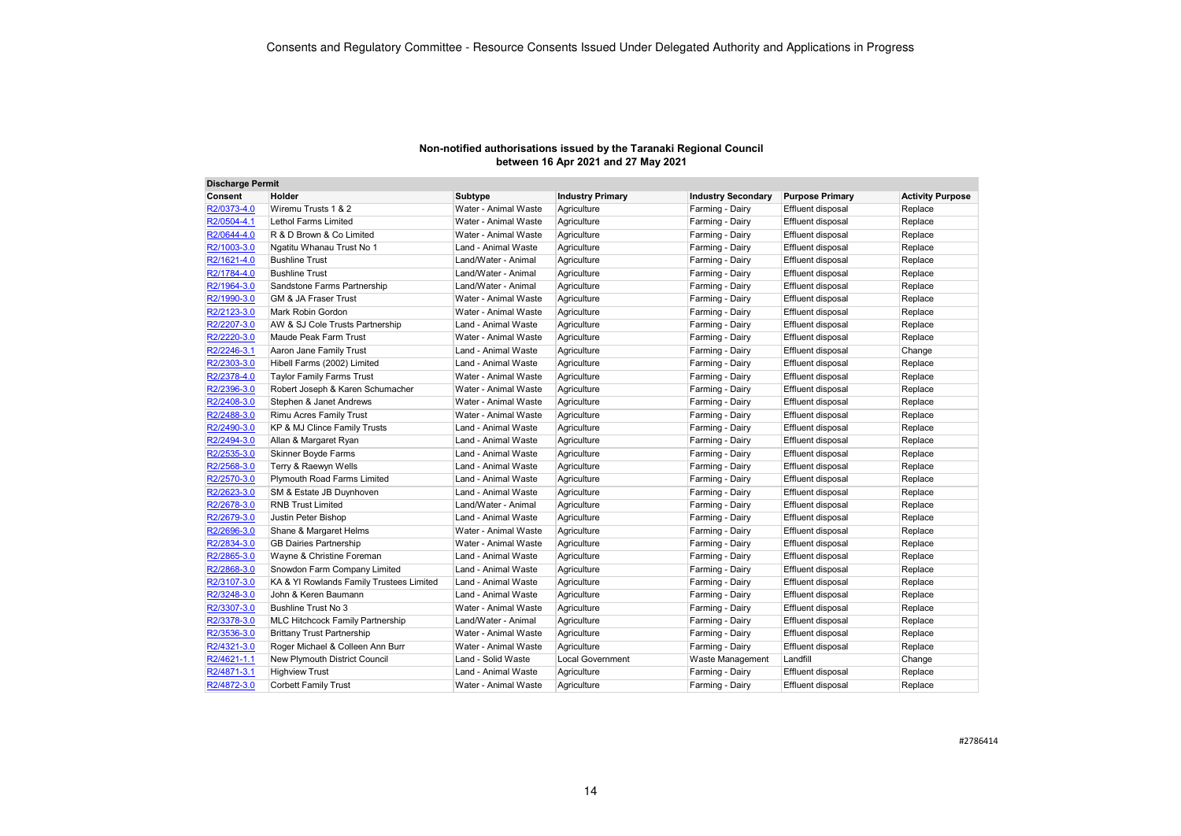Consents and Regulatory Committee - Resource Consents Issued Under Delegated Authority and Applications in Progress

## Non-notified authorisations issued by the Taranaki Regional Council between 16 Apr 2021 and 27 May 2021

**Discharge Permit**

| Consent | Holder | Subtype | Industry Primary | Industry Secondary | Purpose Primary | Activity Purpose |
|---|---|---|---|---|---|---|
| R2/0373-4.0 | Wiremu Trusts 1 & 2 | Water - Animal Waste | Agriculture | Farming - Dairy | Effluent disposal | Replace |
| R2/0504-4.1 | Lethol Farms Limited | Water - Animal Waste | Agriculture | Farming - Dairy | Effluent disposal | Replace |
| R2/0644-4.0 | R & D Brown & Co Limited | Water - Animal Waste | Agriculture | Farming - Dairy | Effluent disposal | Replace |
| R2/1003-3.0 | Ngatitu Whanau Trust No 1 | Land - Animal Waste | Agriculture | Farming - Dairy | Effluent disposal | Replace |
| R2/1621-4.0 | Bushline Trust | Land/Water - Animal | Agriculture | Farming - Dairy | Effluent disposal | Replace |
| R2/1784-4.0 | Bushline Trust | Land/Water - Animal | Agriculture | Farming - Dairy | Effluent disposal | Replace |
| R2/1964-3.0 | Sandstone Farms Partnership | Land/Water - Animal | Agriculture | Farming - Dairy | Effluent disposal | Replace |
| R2/1990-3.0 | GM & JA Fraser Trust | Water - Animal Waste | Agriculture | Farming - Dairy | Effluent disposal | Replace |
| R2/2123-3.0 | Mark Robin Gordon | Water - Animal Waste | Agriculture | Farming - Dairy | Effluent disposal | Replace |
| R2/2207-3.0 | AW & SJ Cole Trusts Partnership | Land - Animal Waste | Agriculture | Farming - Dairy | Effluent disposal | Replace |
| R2/2220-3.0 | Maude Peak Farm Trust | Water - Animal Waste | Agriculture | Farming - Dairy | Effluent disposal | Replace |
| R2/2246-3.1 | Aaron Jane Family Trust | Land - Animal Waste | Agriculture | Farming - Dairy | Effluent disposal | Change |
| R2/2303-3.0 | Hibell Farms (2002) Limited | Land - Animal Waste | Agriculture | Farming - Dairy | Effluent disposal | Replace |
| R2/2378-4.0 | Taylor Family Farms Trust | Water - Animal Waste | Agriculture | Farming - Dairy | Effluent disposal | Replace |
| R2/2396-3.0 | Robert Joseph & Karen Schumacher | Water - Animal Waste | Agriculture | Farming - Dairy | Effluent disposal | Replace |
| R2/2408-3.0 | Stephen & Janet Andrews | Water - Animal Waste | Agriculture | Farming - Dairy | Effluent disposal | Replace |
| R2/2488-3.0 | Rimu Acres Family Trust | Water - Animal Waste | Agriculture | Farming - Dairy | Effluent disposal | Replace |
| R2/2490-3.0 | KP & MJ Clince Family Trusts | Land - Animal Waste | Agriculture | Farming - Dairy | Effluent disposal | Replace |
| R2/2494-3.0 | Allan & Margaret Ryan | Land - Animal Waste | Agriculture | Farming - Dairy | Effluent disposal | Replace |
| R2/2535-3.0 | Skinner Boyde Farms | Land - Animal Waste | Agriculture | Farming - Dairy | Effluent disposal | Replace |
| R2/2568-3.0 | Terry & Raewyn Wells | Land - Animal Waste | Agriculture | Farming - Dairy | Effluent disposal | Replace |
| R2/2570-3.0 | Plymouth Road Farms Limited | Land - Animal Waste | Agriculture | Farming - Dairy | Effluent disposal | Replace |
| R2/2623-3.0 | SM & Estate JB Duynhoven | Land - Animal Waste | Agriculture | Farming - Dairy | Effluent disposal | Replace |
| R2/2678-3.0 | RNB Trust Limited | Land/Water - Animal | Agriculture | Farming - Dairy | Effluent disposal | Replace |
| R2/2679-3.0 | Justin Peter Bishop | Land - Animal Waste | Agriculture | Farming - Dairy | Effluent disposal | Replace |
| R2/2696-3.0 | Shane & Margaret Helms | Water - Animal Waste | Agriculture | Farming - Dairy | Effluent disposal | Replace |
| R2/2834-3.0 | GB Dairies Partnership | Water - Animal Waste | Agriculture | Farming - Dairy | Effluent disposal | Replace |
| R2/2865-3.0 | Wayne & Christine Foreman | Land - Animal Waste | Agriculture | Farming - Dairy | Effluent disposal | Replace |
| R2/2868-3.0 | Snowdon Farm Company Limited | Land - Animal Waste | Agriculture | Farming - Dairy | Effluent disposal | Replace |
| R2/3107-3.0 | KA & YI Rowlands Family Trustees Limited | Land - Animal Waste | Agriculture | Farming - Dairy | Effluent disposal | Replace |
| R2/3248-3.0 | John & Keren Baumann | Land - Animal Waste | Agriculture | Farming - Dairy | Effluent disposal | Replace |
| R2/3307-3.0 | Bushline Trust No 3 | Water - Animal Waste | Agriculture | Farming - Dairy | Effluent disposal | Replace |
| R2/3378-3.0 | MLC Hitchcock Family Partnership | Land/Water - Animal | Agriculture | Farming - Dairy | Effluent disposal | Replace |
| R2/3536-3.0 | Brittany Trust Partnership | Water - Animal Waste | Agriculture | Farming - Dairy | Effluent disposal | Replace |
| R2/4321-3.0 | Roger Michael & Colleen Ann Burr | Water - Animal Waste | Agriculture | Farming - Dairy | Effluent disposal | Replace |
| R2/4621-1.1 | New Plymouth District Council | Land - Solid Waste | Local Government | Waste Management | Landfill | Change |
| R2/4871-3.1 | Highview Trust | Land - Animal Waste | Agriculture | Farming - Dairy | Effluent disposal | Replace |
| R2/4872-3.0 | Corbett Family Trust | Water - Animal Waste | Agriculture | Farming - Dairy | Effluent disposal | Replace |

#2786414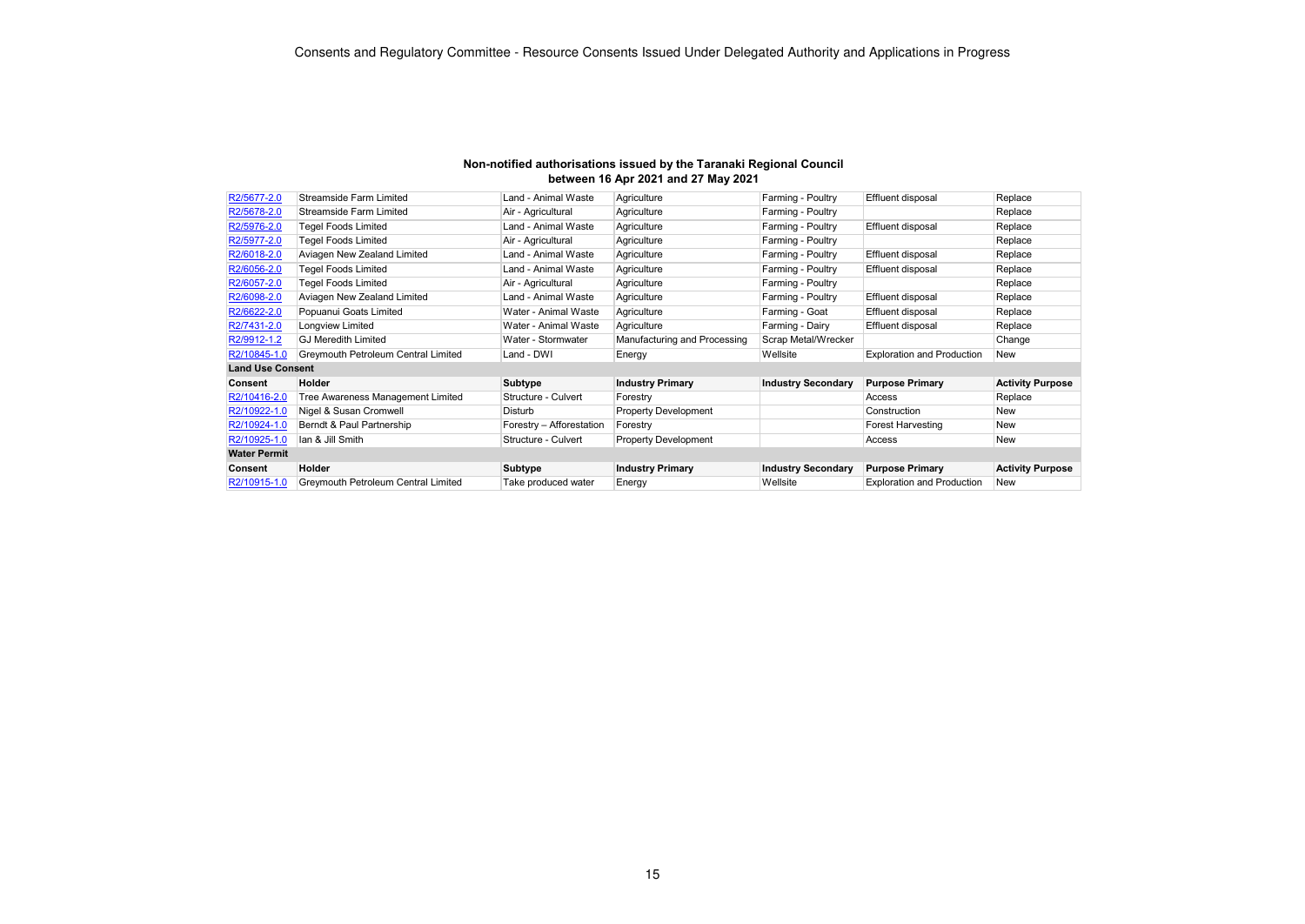Consents and Regulatory Committee - Resource Consents Issued Under Delegated Authority and Applications in Progress

**Non-notified authorisations issued by the Taranaki Regional Council between 16 Apr 2021 and 27 May 2021**

| | | | | | | |
|---|---|---|---|---|---|---|
| R2/5677-2.0 | Streamside Farm Limited | Land - Animal Waste | Agriculture | Farming - Poultry | Effluent disposal | Replace |
| R2/5678-2.0 | Streamside Farm Limited | Air - Agricultural | Agriculture | Farming - Poultry | | Replace |
| R2/5976-2.0 | Tegel Foods Limited | Land - Animal Waste | Agriculture | Farming - Poultry | Effluent disposal | Replace |
| R2/5977-2.0 | Tegel Foods Limited | Air - Agricultural | Agriculture | Farming - Poultry | | Replace |
| R2/6018-2.0 | Aviagen New Zealand Limited | Land - Animal Waste | Agriculture | Farming - Poultry | Effluent disposal | Replace |
| R2/6056-2.0 | Tegel Foods Limited | Land - Animal Waste | Agriculture | Farming - Poultry | Effluent disposal | Replace |
| R2/6057-2.0 | Tegel Foods Limited | Air - Agricultural | Agriculture | Farming - Poultry | | Replace |
| R2/6098-2.0 | Aviagen New Zealand Limited | Land - Animal Waste | Agriculture | Farming - Poultry | Effluent disposal | Replace |
| R2/6622-2.0 | Popuanui Goats Limited | Water - Animal Waste | Agriculture | Farming - Goat | Effluent disposal | Replace |
| R2/7431-2.0 | Longview Limited | Water - Animal Waste | Agriculture | Farming - Dairy | Effluent disposal | Replace |
| R2/9912-1.2 | GJ Meredith Limited | Water - Stormwater | Manufacturing and Processing | Scrap Metal/Wrecker | | Change |
| R2/10845-1.0 | Greymouth Petroleum Central Limited | Land - DWI | Energy | Wellsite | Exploration and Production | New |
| **Land Use Consent** | | | | | | |
| **Consent** | **Holder** | **Subtype** | **Industry Primary** | **Industry Secondary** | **Purpose Primary** | **Activity Purpose** |
| R2/10416-2.0 | Tree Awareness Management Limited | Structure - Culvert | Forestry | | Access | Replace |
| R2/10922-1.0 | Nigel & Susan Cromwell | Disturb | Property Development | | Construction | New |
| R2/10924-1.0 | Berndt & Paul Partnership | Forestry – Afforestation | Forestry | | Forest Harvesting | New |
| R2/10925-1.0 | Ian & Jill Smith | Structure - Culvert | Property Development | | Access | New |
| **Water Permit** | | | | | | |
| **Consent** | **Holder** | **Subtype** | **Industry Primary** | **Industry Secondary** | **Purpose Primary** | **Activity Purpose** |
| R2/10915-1.0 | Greymouth Petroleum Central Limited | Take produced water | Energy | Wellsite | Exploration and Production | New |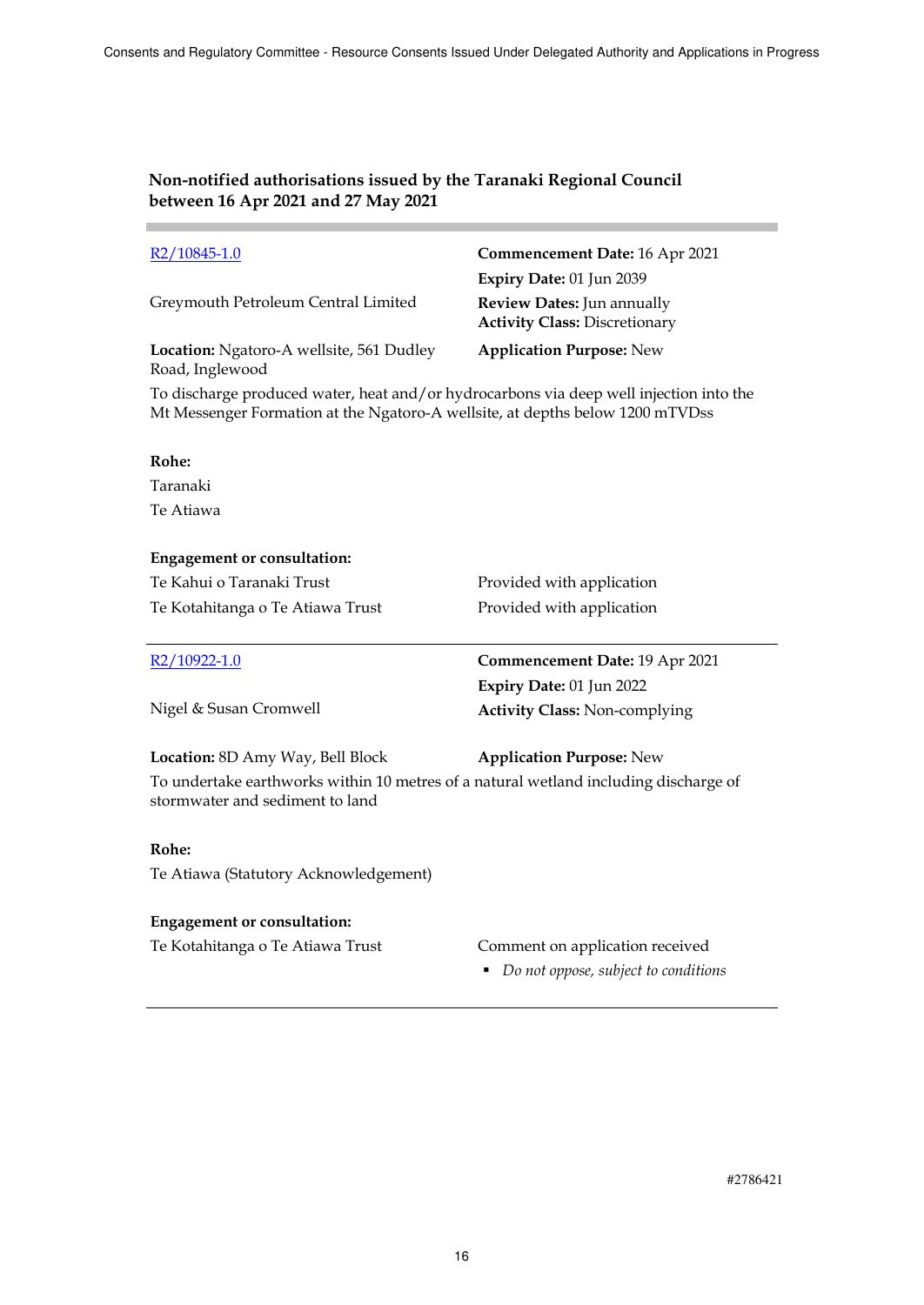### Non-notified authorisations issued by the Taranaki Regional Council between 16 Apr 2021 and 27 May 2021

R2/10845-1.0

Greymouth Petroleum Central Limited

**Commencement Date:** 16 Apr 2021
**Expiry Date:** 01 Jun 2039
**Review Dates:** Jun annually
**Activity Class:** Discretionary

**Location:** Ngatoro-A wellsite, 561 Dudley Road, Inglewood

**Application Purpose:** New

To discharge produced water, heat and/or hydrocarbons via deep well injection into the Mt Messenger Formation at the Ngatoro-A wellsite, at depths below 1200 mTVDss

**Rohe:**

Taranaki
Te Atiawa

**Engagement or consultation:**

| | |
|---|---|
| Te Kahui o Taranaki Trust | Provided with application |
| Te Kotahitanga o Te Atiawa Trust | Provided with application |

---

R2/10922-1.0

Nigel & Susan Cromwell

**Commencement Date:** 19 Apr 2021
**Expiry Date:** 01 Jun 2022
**Activity Class:** Non-complying

**Location:** 8D Amy Way, Bell Block

**Application Purpose:** New

To undertake earthworks within 10 metres of a natural wetland including discharge of stormwater and sediment to land

**Rohe:**

Te Atiawa (Statutory Acknowledgement)

**Engagement or consultation:**

Te Kotahitanga o Te Atiawa Trust — Comment on application received

- *Do not oppose, subject to conditions*

---

#2786421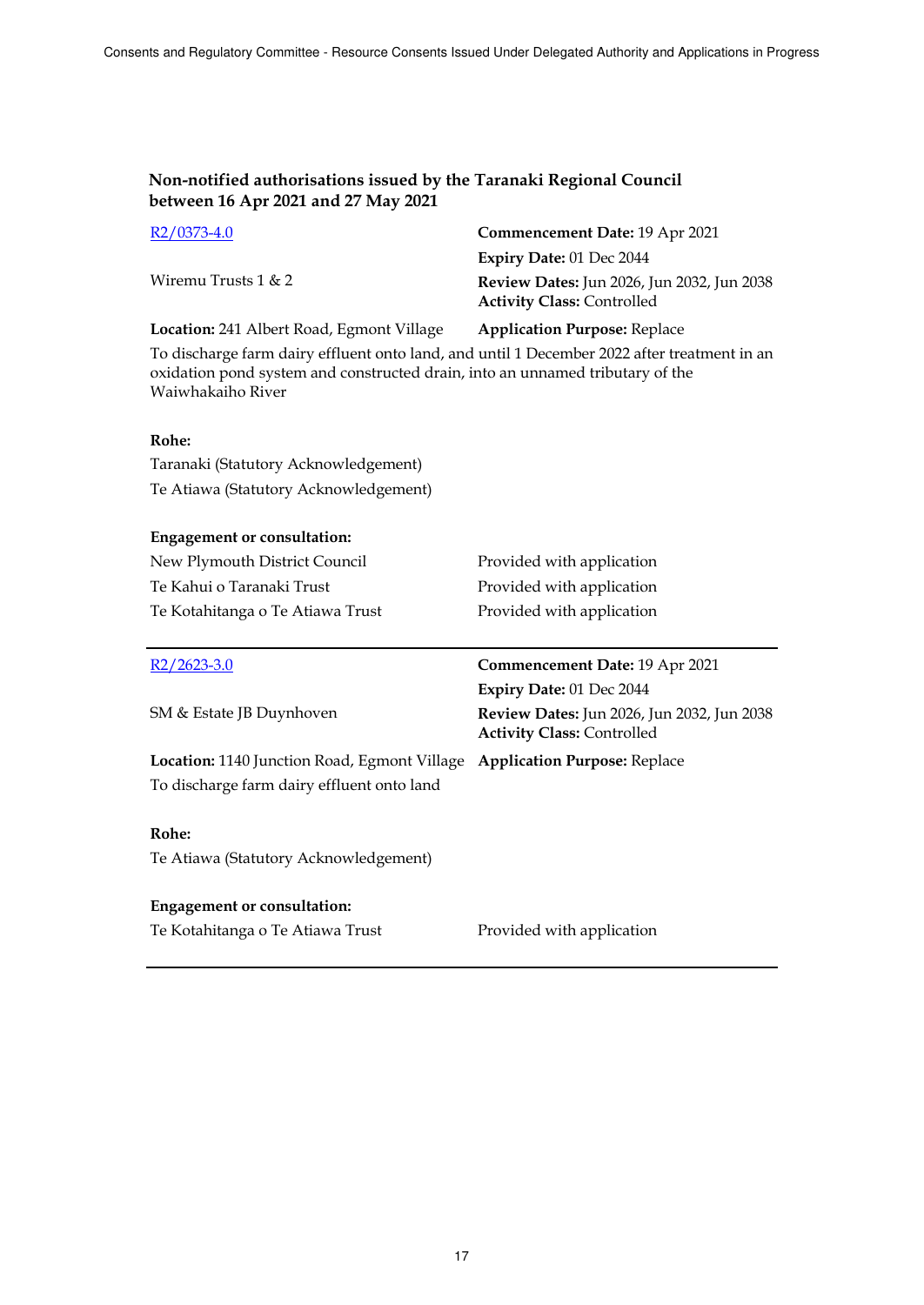### Non-notified authorisations issued by the Taranaki Regional Council between 16 Apr 2021 and 27 May 2021

R2/0373-4.0

Wiremu Trusts 1 & 2

**Commencement Date:** 19 Apr 2021
**Expiry Date:** 01 Dec 2044
**Review Dates:** Jun 2026, Jun 2032, Jun 2038
**Activity Class:** Controlled

**Location:** 241 Albert Road, Egmont Village

**Application Purpose:** Replace

To discharge farm dairy effluent onto land, and until 1 December 2022 after treatment in an oxidation pond system and constructed drain, into an unnamed tributary of the Waiwhakaiho River

**Rohe:**

Taranaki (Statutory Acknowledgement)

Te Atiawa (Statutory Acknowledgement)

**Engagement or consultation:**

| | |
|---|---|
| New Plymouth District Council | Provided with application |
| Te Kahui o Taranaki Trust | Provided with application |
| Te Kotahitanga o Te Atiawa Trust | Provided with application |

---

R2/2623-3.0

SM & Estate JB Duynhoven

**Commencement Date:** 19 Apr 2021
**Expiry Date:** 01 Dec 2044
**Review Dates:** Jun 2026, Jun 2032, Jun 2038
**Activity Class:** Controlled

**Location:** 1140 Junction Road, Egmont Village

**Application Purpose:** Replace

To discharge farm dairy effluent onto land

**Rohe:**

Te Atiawa (Statutory Acknowledgement)

**Engagement or consultation:**

| | |
|---|---|
| Te Kotahitanga o Te Atiawa Trust | Provided with application |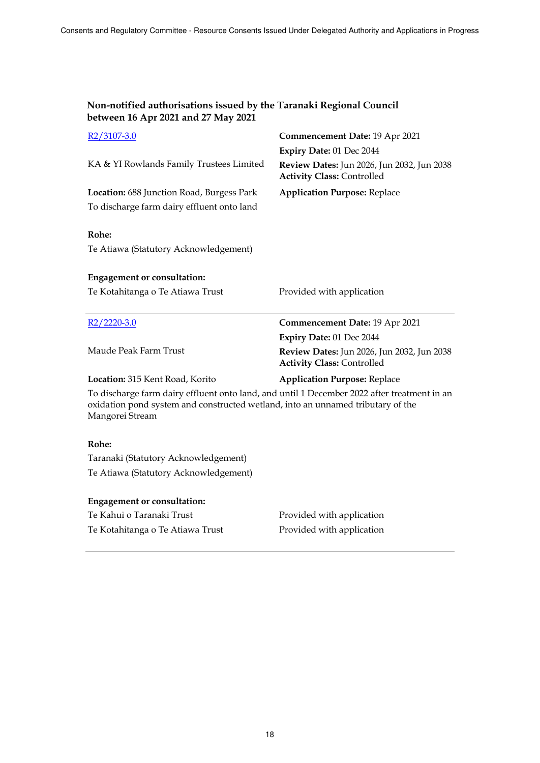## Non-notified authorisations issued by the Taranaki Regional Council between 16 Apr 2021 and 27 May 2021

R2/3107-3.0

KA & YI Rowlands Family Trustees Limited

**Commencement Date:** 19 Apr 2021
**Expiry Date:** 01 Dec 2044
**Review Dates:** Jun 2026, Jun 2032, Jun 2038
**Activity Class:** Controlled
**Application Purpose:** Replace

**Location:** 688 Junction Road, Burgess Park

To discharge farm dairy effluent onto land

**Rohe:**

Te Atiawa (Statutory Acknowledgement)

**Engagement or consultation:**

| | |
|---|---|
| Te Kotahitanga o Te Atiawa Trust | Provided with application |

---

R2/2220-3.0

Maude Peak Farm Trust

**Commencement Date:** 19 Apr 2021
**Expiry Date:** 01 Dec 2044
**Review Dates:** Jun 2026, Jun 2032, Jun 2038
**Activity Class:** Controlled
**Application Purpose:** Replace

**Location:** 315 Kent Road, Korito

To discharge farm dairy effluent onto land, and until 1 December 2022 after treatment in an oxidation pond system and constructed wetland, into an unnamed tributary of the Mangorei Stream

**Rohe:**

Taranaki (Statutory Acknowledgement)

Te Atiawa (Statutory Acknowledgement)

**Engagement or consultation:**

| | |
|---|---|
| Te Kahui o Taranaki Trust | Provided with application |
| Te Kotahitanga o Te Atiawa Trust | Provided with application |

---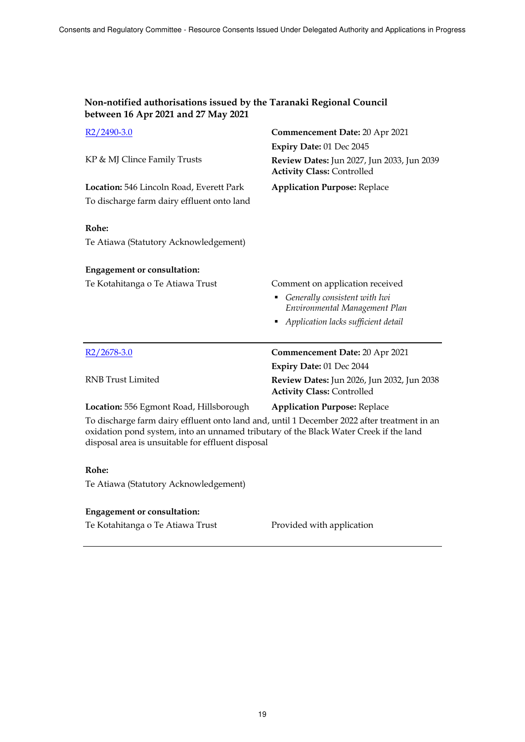### Non-notified authorisations issued by the Taranaki Regional Council between 16 Apr 2021 and 27 May 2021

[R2/2490-3.0]

KP & MJ Clince Family Trusts

**Location:** 546 Lincoln Road, Everett Park

To discharge farm dairy effluent onto land

**Commencement Date:** 20 Apr 2021
**Expiry Date:** 01 Dec 2045
**Review Dates:** Jun 2027, Jun 2033, Jun 2039
**Activity Class:** Controlled
**Application Purpose:** Replace

**Rohe:**

Te Atiawa (Statutory Acknowledgement)

**Engagement or consultation:**

Te Kotahitanga o Te Atiawa Trust — Comment on application received

- *Generally consistent with Iwi Environmental Management Plan*
- *Application lacks sufficient detail*

---

[R2/2678-3.0]

RNB Trust Limited

**Location:** 556 Egmont Road, Hillsborough

**Commencement Date:** 20 Apr 2021
**Expiry Date:** 01 Dec 2044
**Review Dates:** Jun 2026, Jun 2032, Jun 2038
**Activity Class:** Controlled
**Application Purpose:** Replace

To discharge farm dairy effluent onto land and, until 1 December 2022 after treatment in an oxidation pond system, into an unnamed tributary of the Black Water Creek if the land disposal area is unsuitable for effluent disposal

**Rohe:**

Te Atiawa (Statutory Acknowledgement)

**Engagement or consultation:**

Te Kotahitanga o Te Atiawa Trust — Provided with application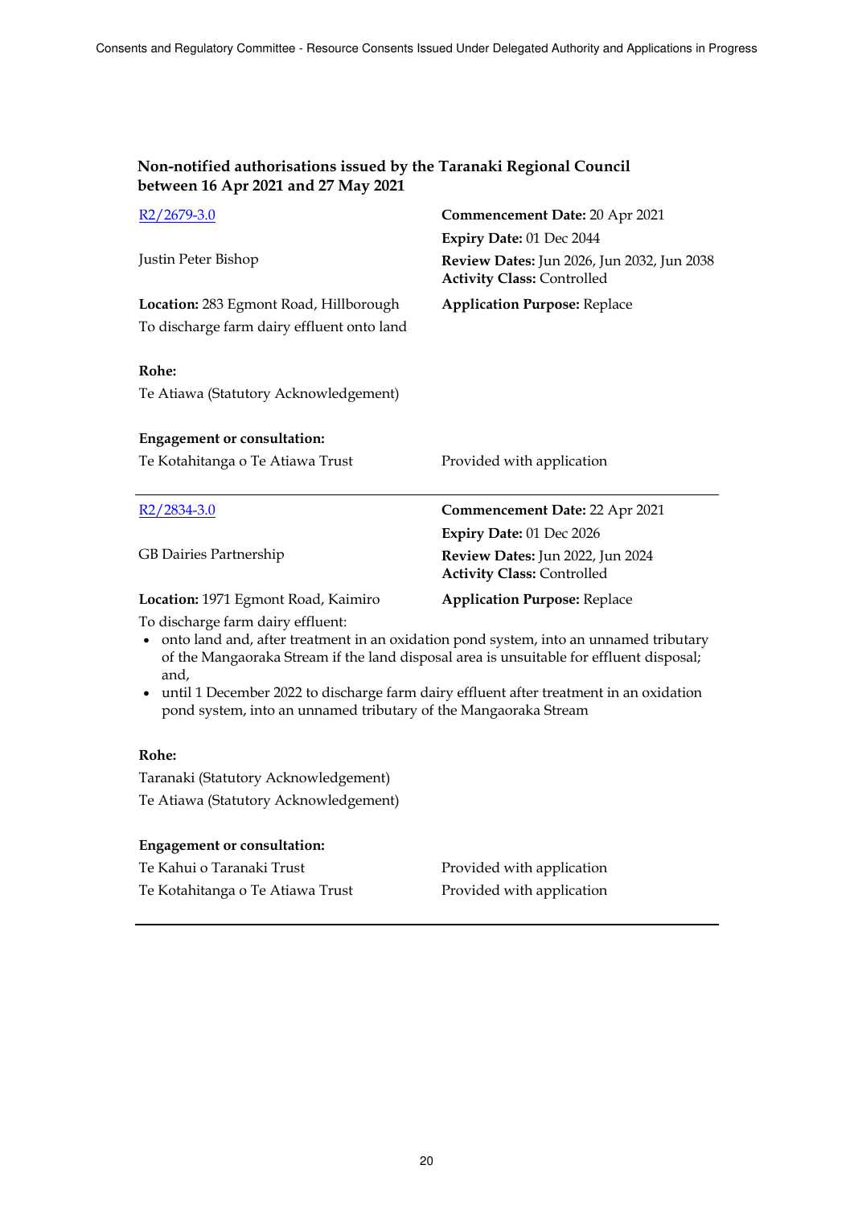### Non-notified authorisations issued by the Taranaki Regional Council between 16 Apr 2021 and 27 May 2021

[R2/2679-3.0](R2/2679-3.0)

Justin Peter Bishop

**Commencement Date:** 20 Apr 2021
**Expiry Date:** 01 Dec 2044
**Review Dates:** Jun 2026, Jun 2032, Jun 2038
**Activity Class:** Controlled
**Application Purpose:** Replace

**Location:** 283 Egmont Road, Hillborough

To discharge farm dairy effluent onto land

**Rohe:**

Te Atiawa (Statutory Acknowledgement)

**Engagement or consultation:**

| | |
|---|---|
| Te Kotahitanga o Te Atiawa Trust | Provided with application |

---

[R2/2834-3.0](R2/2834-3.0)

GB Dairies Partnership

**Commencement Date:** 22 Apr 2021
**Expiry Date:** 01 Dec 2026
**Review Dates:** Jun 2022, Jun 2024
**Activity Class:** Controlled
**Application Purpose:** Replace

**Location:** 1971 Egmont Road, Kaimiro

To discharge farm dairy effluent:

- onto land and, after treatment in an oxidation pond system, into an unnamed tributary of the Mangaoraka Stream if the land disposal area is unsuitable for effluent disposal; and,
- until 1 December 2022 to discharge farm dairy effluent after treatment in an oxidation pond system, into an unnamed tributary of the Mangaoraka Stream

**Rohe:**

Taranaki (Statutory Acknowledgement)
Te Atiawa (Statutory Acknowledgement)

**Engagement or consultation:**

| | |
|---|---|
| Te Kahui o Taranaki Trust | Provided with application |
| Te Kotahitanga o Te Atiawa Trust | Provided with application |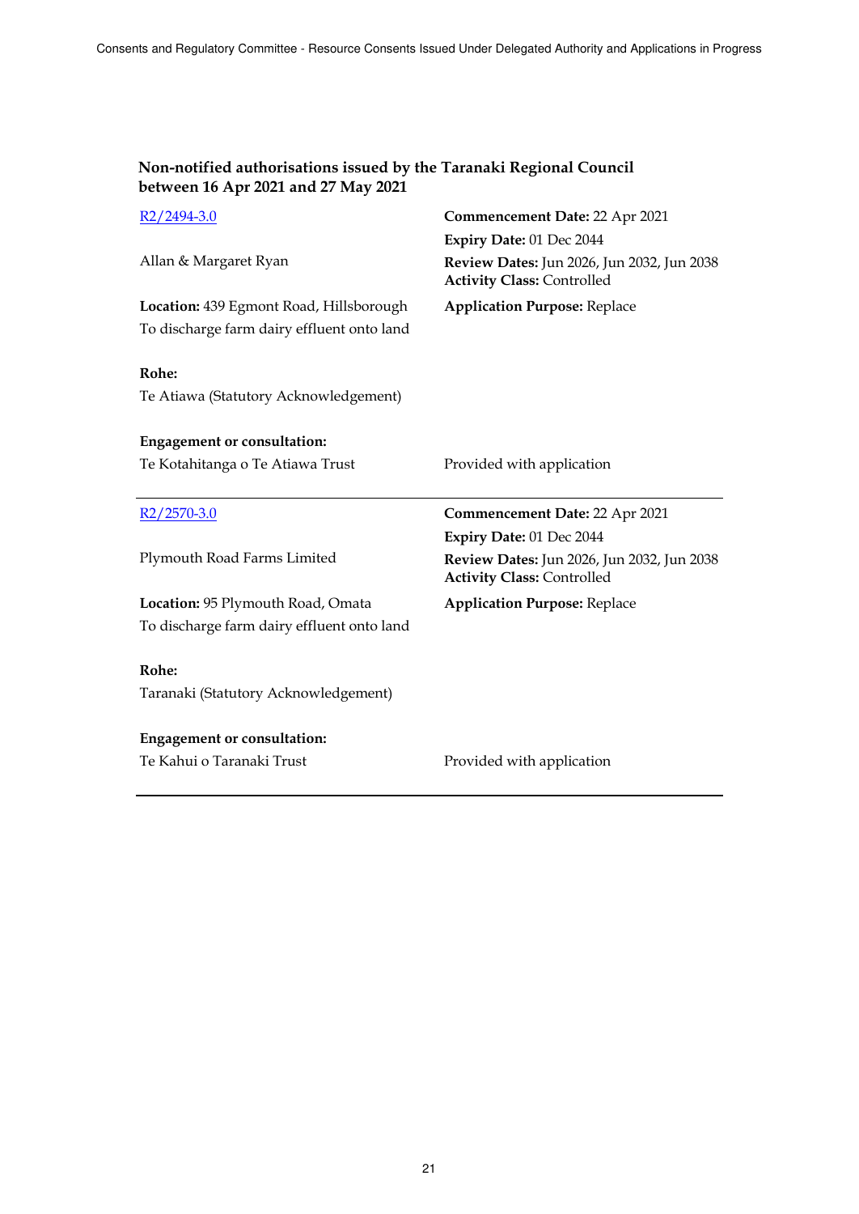## Non-notified authorisations issued by the Taranaki Regional Council between 16 Apr 2021 and 27 May 2021

R2/2494-3.0

Allan & Margaret Ryan

**Location:** 439 Egmont Road, Hillsborough

To discharge farm dairy effluent onto land

**Commencement Date:** 22 Apr 2021
**Expiry Date:** 01 Dec 2044
**Review Dates:** Jun 2026, Jun 2032, Jun 2038
**Activity Class:** Controlled
**Application Purpose:** Replace

**Rohe:**
Te Atiawa (Statutory Acknowledgement)

**Engagement or consultation:**

| | |
|---|---|
| Te Kotahitanga o Te Atiawa Trust | Provided with application |

---

R2/2570-3.0

Plymouth Road Farms Limited

**Location:** 95 Plymouth Road, Omata

To discharge farm dairy effluent onto land

**Commencement Date:** 22 Apr 2021
**Expiry Date:** 01 Dec 2044
**Review Dates:** Jun 2026, Jun 2032, Jun 2038
**Activity Class:** Controlled
**Application Purpose:** Replace

**Rohe:**
Taranaki (Statutory Acknowledgement)

**Engagement or consultation:**

| | |
|---|---|
| Te Kahui o Taranaki Trust | Provided with application |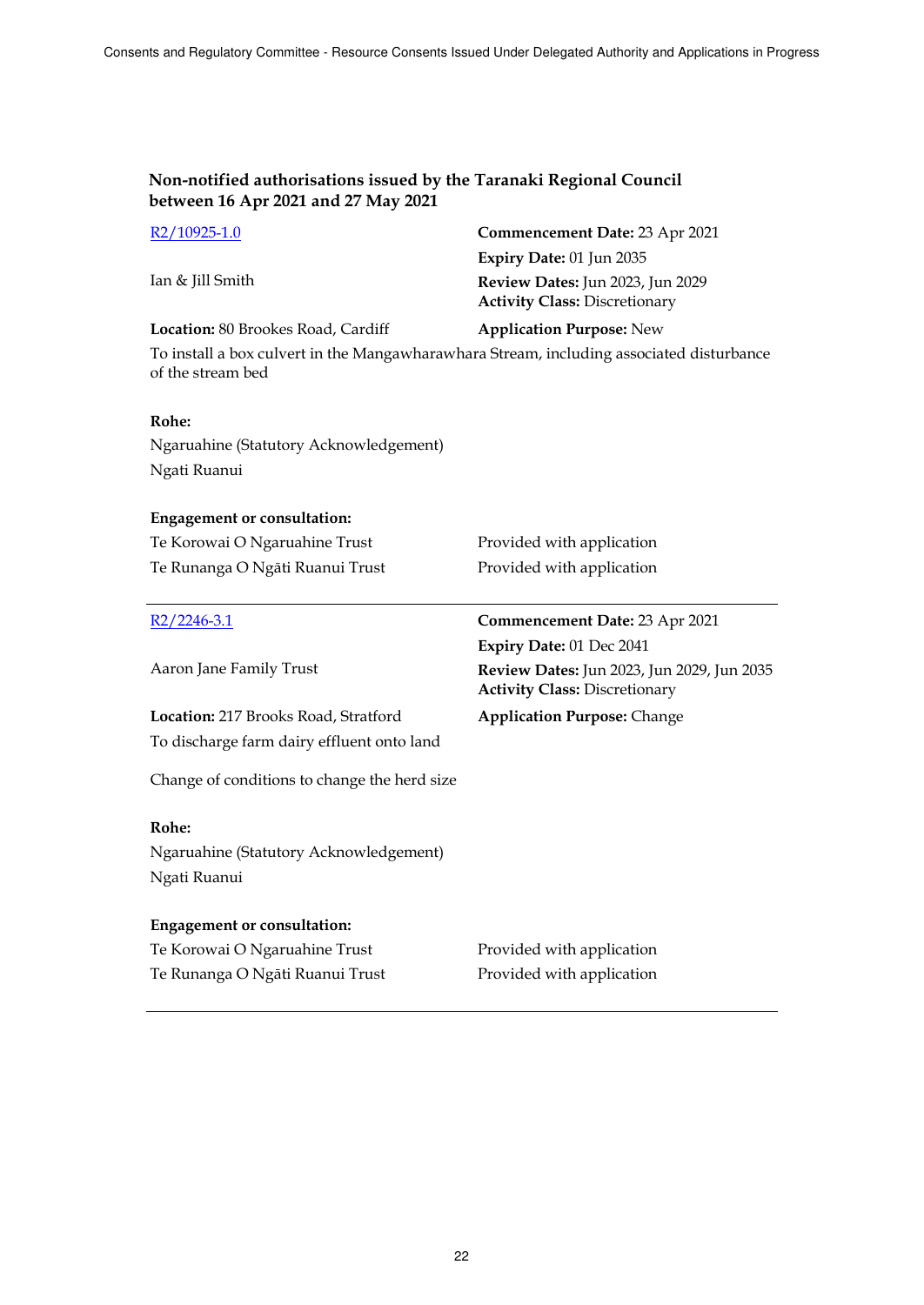## Non-notified authorisations issued by the Taranaki Regional Council between 16 Apr 2021 and 27 May 2021

R2/10925-1.0

Ian & Jill Smith

**Commencement Date:** 23 Apr 2021
**Expiry Date:** 01 Jun 2035
**Review Dates:** Jun 2023, Jun 2029
**Activity Class:** Discretionary

**Location:** 80 Brookes Road, Cardiff

**Application Purpose:** New

To install a box culvert in the Mangawharawhara Stream, including associated disturbance of the stream bed

**Rohe:**

Ngaruahine (Statutory Acknowledgement)
Ngati Ruanui

**Engagement or consultation:**

| | |
|---|---|
| Te Korowai O Ngaruahine Trust | Provided with application |
| Te Runanga O Ngāti Ruanui Trust | Provided with application |

---

R2/2246-3.1

Aaron Jane Family Trust

**Commencement Date:** 23 Apr 2021
**Expiry Date:** 01 Dec 2041
**Review Dates:** Jun 2023, Jun 2029, Jun 2035
**Activity Class:** Discretionary

**Location:** 217 Brooks Road, Stratford

**Application Purpose:** Change

To discharge farm dairy effluent onto land

Change of conditions to change the herd size

**Rohe:**

Ngaruahine (Statutory Acknowledgement)
Ngati Ruanui

**Engagement or consultation:**

| | |
|---|---|
| Te Korowai O Ngaruahine Trust | Provided with application |
| Te Runanga O Ngāti Ruanui Trust | Provided with application |

---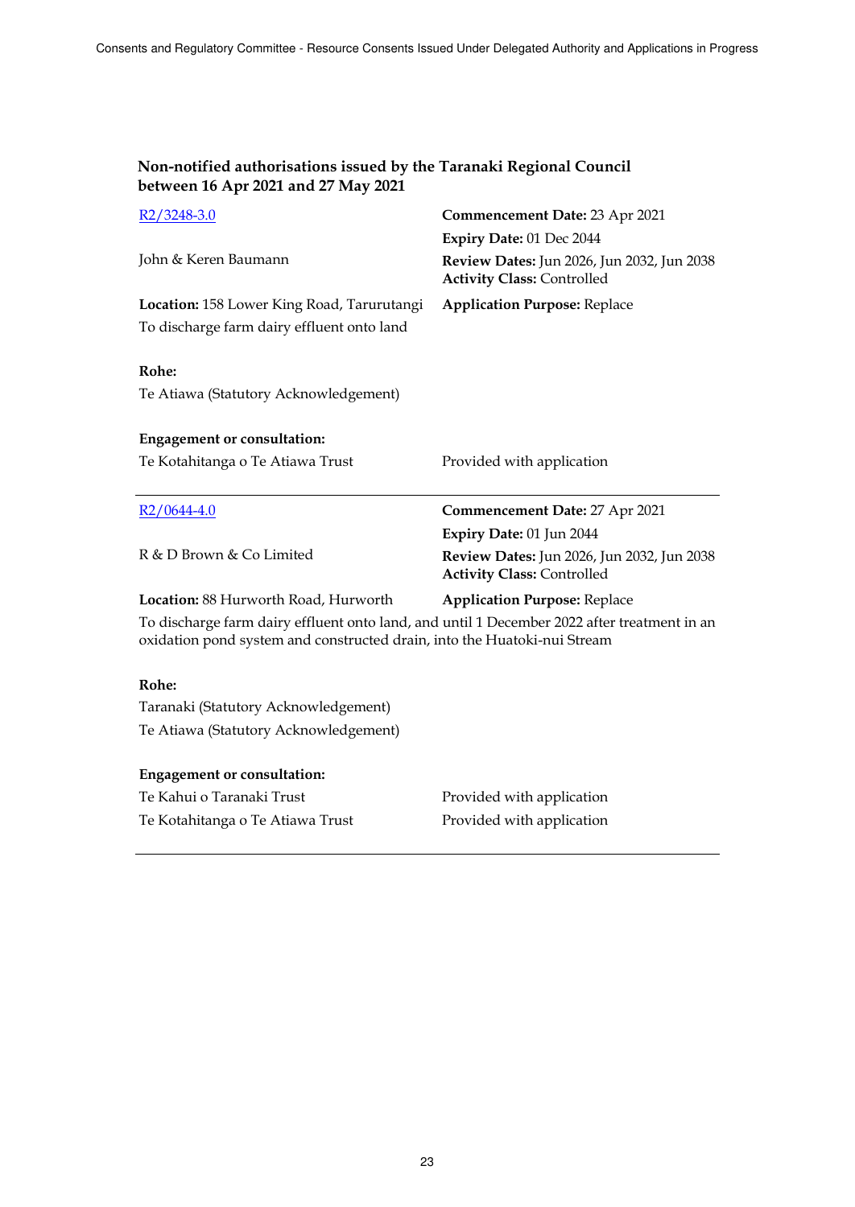**Non-notified authorisations issued by the Taranaki Regional Council between 16 Apr 2021 and 27 May 2021**

R2/3248-3.0

John & Keren Baumann

**Commencement Date:** 23 Apr 2021
**Expiry Date:** 01 Dec 2044
**Review Dates:** Jun 2026, Jun 2032, Jun 2038
**Activity Class:** Controlled

**Location:** 158 Lower King Road, Tarurutangi

**Application Purpose:** Replace

To discharge farm dairy effluent onto land

**Rohe:**

Te Atiawa (Statutory Acknowledgement)

**Engagement or consultation:**

| | |
|---|---|
| Te Kotahitanga o Te Atiawa Trust | Provided with application |

---

R2/0644-4.0

R & D Brown & Co Limited

**Commencement Date:** 27 Apr 2021
**Expiry Date:** 01 Jun 2044
**Review Dates:** Jun 2026, Jun 2032, Jun 2038
**Activity Class:** Controlled

**Location:** 88 Hurworth Road, Hurworth

**Application Purpose:** Replace

To discharge farm dairy effluent onto land, and until 1 December 2022 after treatment in an oxidation pond system and constructed drain, into the Huatoki-nui Stream

**Rohe:**

Taranaki (Statutory Acknowledgement)

Te Atiawa (Statutory Acknowledgement)

**Engagement or consultation:**

| | |
|---|---|
| Te Kahui o Taranaki Trust | Provided with application |
| Te Kotahitanga o Te Atiawa Trust | Provided with application |

---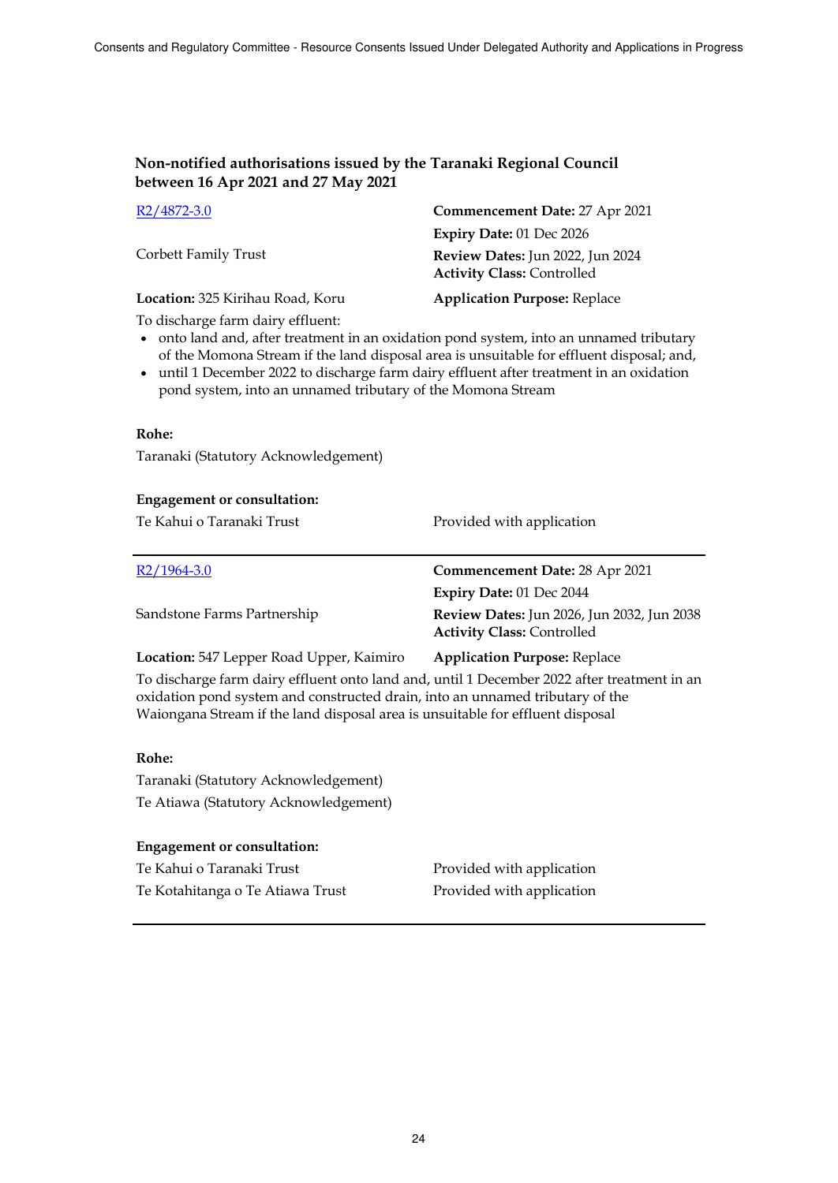### Non-notified authorisations issued by the Taranaki Regional Council between 16 Apr 2021 and 27 May 2021

[R2/4872-3.0]

**Commencement Date:** 27 Apr 2021

**Expiry Date:** 01 Dec 2026

Corbett Family Trust

**Review Dates:** Jun 2022, Jun 2024

**Activity Class:** Controlled

**Location:** 325 Kirihau Road, Koru

**Application Purpose:** Replace

To discharge farm dairy effluent:

- onto land and, after treatment in an oxidation pond system, into an unnamed tributary of the Momona Stream if the land disposal area is unsuitable for effluent disposal; and,
- until 1 December 2022 to discharge farm dairy effluent after treatment in an oxidation pond system, into an unnamed tributary of the Momona Stream

**Rohe:**

Taranaki (Statutory Acknowledgement)

**Engagement or consultation:**

| | |
|---|---|
| Te Kahui o Taranaki Trust | Provided with application |

---

[R2/1964-3.0]

**Commencement Date:** 28 Apr 2021

**Expiry Date:** 01 Dec 2044

Sandstone Farms Partnership

**Review Dates:** Jun 2026, Jun 2032, Jun 2038

**Activity Class:** Controlled

**Location:** 547 Lepper Road Upper, Kaimiro

**Application Purpose:** Replace

To discharge farm dairy effluent onto land and, until 1 December 2022 after treatment in an oxidation pond system and constructed drain, into an unnamed tributary of the Waiongana Stream if the land disposal area is unsuitable for effluent disposal

**Rohe:**

Taranaki (Statutory Acknowledgement)

Te Atiawa (Statutory Acknowledgement)

**Engagement or consultation:**

| | |
|---|---|
| Te Kahui o Taranaki Trust | Provided with application |
| Te Kotahitanga o Te Atiawa Trust | Provided with application |

---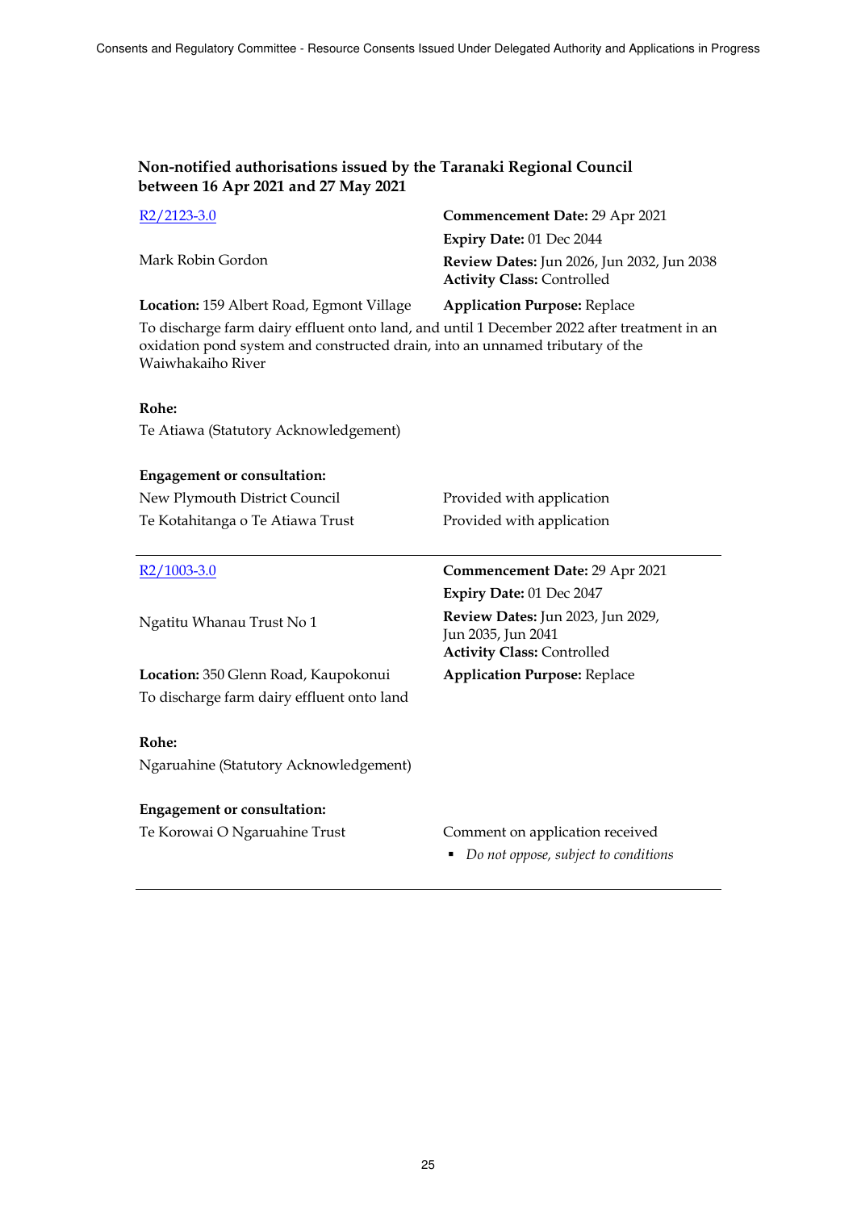### Non-notified authorisations issued by the Taranaki Regional Council between 16 Apr 2021 and 27 May 2021

[R2/2123-3.0]

Mark Robin Gordon

**Commencement Date:** 29 Apr 2021
**Expiry Date:** 01 Dec 2044
**Review Dates:** Jun 2026, Jun 2032, Jun 2038
**Activity Class:** Controlled

**Location:** 159 Albert Road, Egmont Village

**Application Purpose:** Replace

To discharge farm dairy effluent onto land, and until 1 December 2022 after treatment in an oxidation pond system and constructed drain, into an unnamed tributary of the Waiwhakaiho River

**Rohe:**
Te Atiawa (Statutory Acknowledgement)

**Engagement or consultation:**

| | |
|---|---|
| New Plymouth District Council | Provided with application |
| Te Kotahitanga o Te Atiawa Trust | Provided with application |

---

[R2/1003-3.0]

Ngatitu Whanau Trust No 1

**Commencement Date:** 29 Apr 2021
**Expiry Date:** 01 Dec 2047
**Review Dates:** Jun 2023, Jun 2029, Jun 2035, Jun 2041
**Activity Class:** Controlled

**Location:** 350 Glenn Road, Kaupokonui

**Application Purpose:** Replace

To discharge farm dairy effluent onto land

**Rohe:**
Ngaruahine (Statutory Acknowledgement)

**Engagement or consultation:**

| | |
|---|---|
| Te Korowai O Ngaruahine Trust | Comment on application received<br>▪ *Do not oppose, subject to conditions* |

---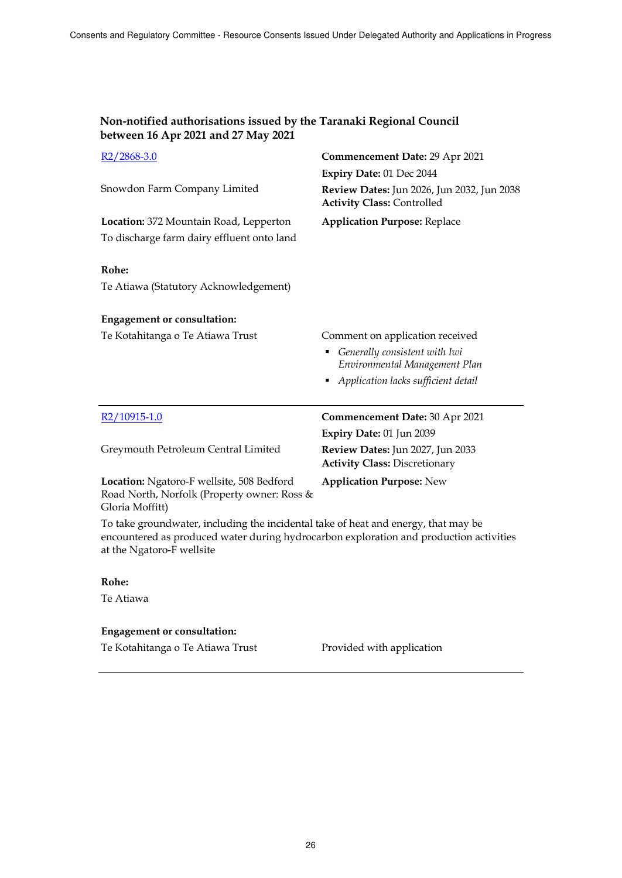**Non-notified authorisations issued by the Taranaki Regional Council between 16 Apr 2021 and 27 May 2021**

[R2/2868-3.0](#)

Snowdon Farm Company Limited

**Commencement Date:** 29 Apr 2021
**Expiry Date:** 01 Dec 2044
**Review Dates:** Jun 2026, Jun 2032, Jun 2038
**Activity Class:** Controlled
**Application Purpose:** Replace

**Location:** 372 Mountain Road, Lepperton

To discharge farm dairy effluent onto land

**Rohe:**

Te Atiawa (Statutory Acknowledgement)

**Engagement or consultation:**

Te Kotahitanga o Te Atiawa Trust — Comment on application received

- *Generally consistent with Iwi Environmental Management Plan*
- *Application lacks sufficient detail*

---

[R2/10915-1.0](#)

Greymouth Petroleum Central Limited

**Commencement Date:** 30 Apr 2021
**Expiry Date:** 01 Jun 2039
**Review Dates:** Jun 2027, Jun 2033
**Activity Class:** Discretionary
**Application Purpose:** New

**Location:** Ngatoro-F wellsite, 508 Bedford Road North, Norfolk (Property owner: Ross & Gloria Moffitt)

To take groundwater, including the incidental take of heat and energy, that may be encountered as produced water during hydrocarbon exploration and production activities at the Ngatoro-F wellsite

**Rohe:**

Te Atiawa

**Engagement or consultation:**

Te Kotahitanga o Te Atiawa Trust — Provided with application

---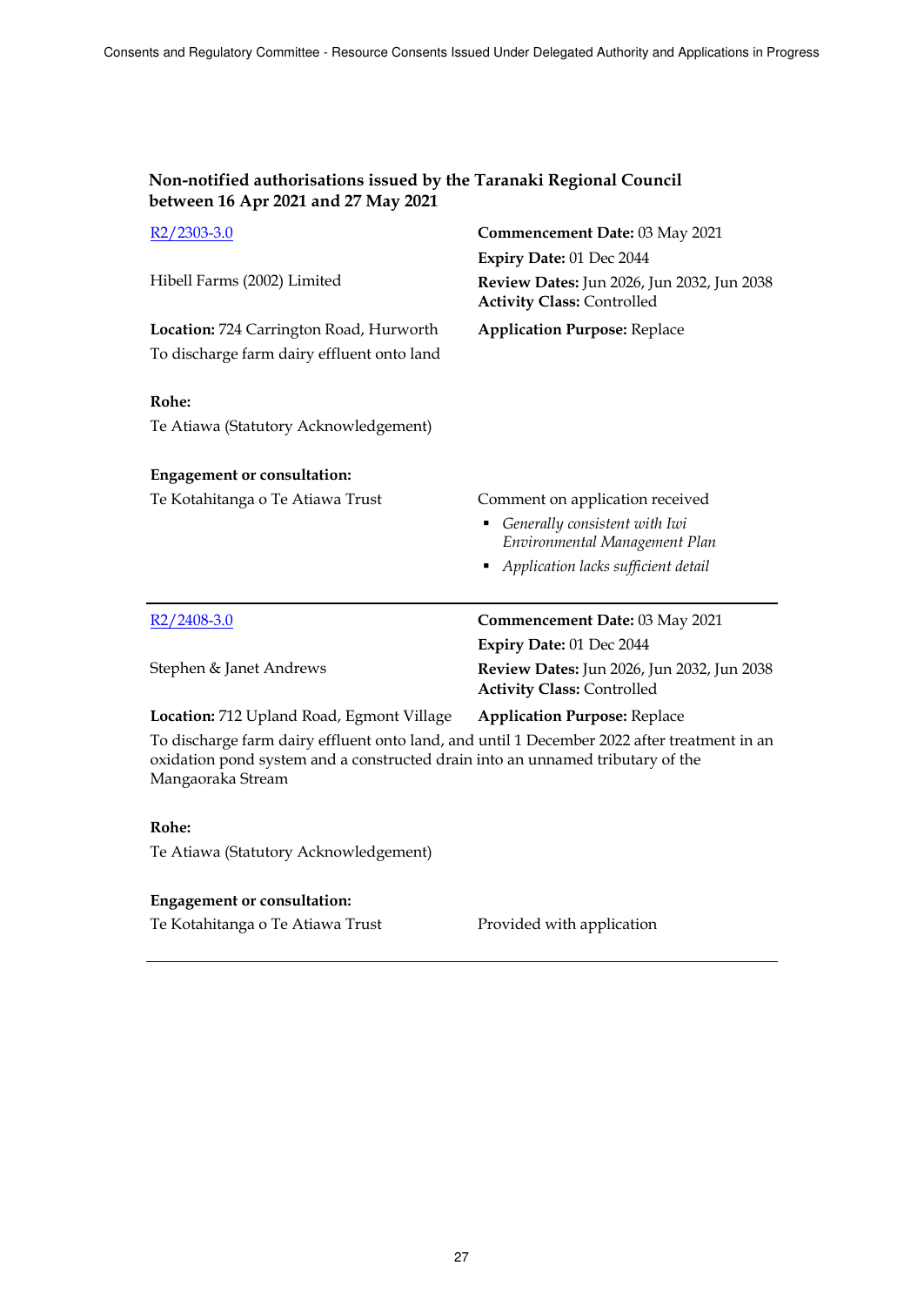### Non-notified authorisations issued by the Taranaki Regional Council between 16 Apr 2021 and 27 May 2021

[R2/2303-3.0](R2/2303-3.0)

Hibell Farms (2002) Limited

**Commencement Date:** 03 May 2021
**Expiry Date:** 01 Dec 2044
**Review Dates:** Jun 2026, Jun 2032, Jun 2038
**Activity Class:** Controlled

**Location:** 724 Carrington Road, Hurworth

**Application Purpose:** Replace

To discharge farm dairy effluent onto land

**Rohe:**

Te Atiawa (Statutory Acknowledgement)

**Engagement or consultation:**

Te Kotahitanga o Te Atiawa Trust

Comment on application received

- *Generally consistent with Iwi Environmental Management Plan*
- *Application lacks sufficient detail*

---

[R2/2408-3.0](R2/2408-3.0)

Stephen & Janet Andrews

**Commencement Date:** 03 May 2021
**Expiry Date:** 01 Dec 2044
**Review Dates:** Jun 2026, Jun 2032, Jun 2038
**Activity Class:** Controlled

**Location:** 712 Upland Road, Egmont Village

**Application Purpose:** Replace

To discharge farm dairy effluent onto land, and until 1 December 2022 after treatment in an oxidation pond system and a constructed drain into an unnamed tributary of the Mangaoraka Stream

**Rohe:**

Te Atiawa (Statutory Acknowledgement)

**Engagement or consultation:**

Te Kotahitanga o Te Atiawa Trust

Provided with application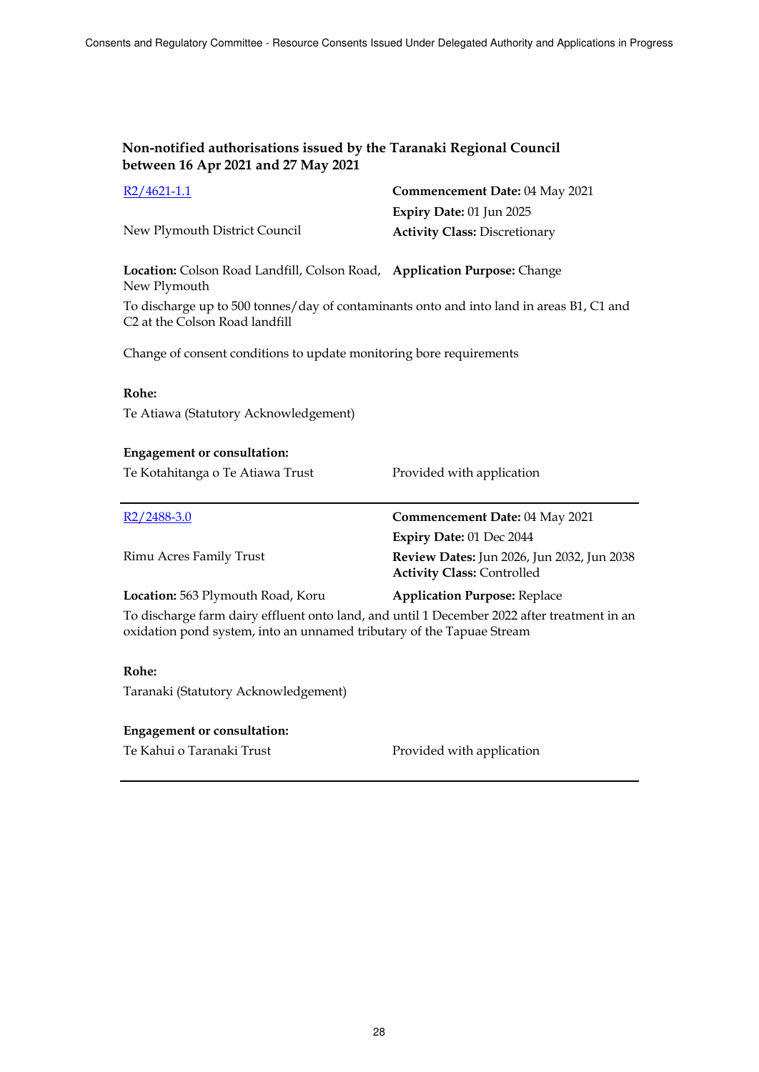### Non-notified authorisations issued by the Taranaki Regional Council between 16 Apr 2021 and 27 May 2021

R2/4621-1.1

New Plymouth District Council

**Commencement Date:** 04 May 2021
**Expiry Date:** 01 Jun 2025
**Activity Class:** Discretionary

**Location:** Colson Road Landfill, Colson Road, New Plymouth

**Application Purpose:** Change

To discharge up to 500 tonnes/day of contaminants onto and into land in areas B1, C1 and C2 at the Colson Road landfill

Change of consent conditions to update monitoring bore requirements

**Rohe:**
Te Atiawa (Statutory Acknowledgement)

**Engagement or consultation:**

| | |
|---|---|
| Te Kotahitanga o Te Atiawa Trust | Provided with application |

---

R2/2488-3.0

Rimu Acres Family Trust

**Commencement Date:** 04 May 2021
**Expiry Date:** 01 Dec 2044
**Review Dates:** Jun 2026, Jun 2032, Jun 2038
**Activity Class:** Controlled

**Location:** 563 Plymouth Road, Koru

**Application Purpose:** Replace

To discharge farm dairy effluent onto land, and until 1 December 2022 after treatment in an oxidation pond system, into an unnamed tributary of the Tapuae Stream

**Rohe:**
Taranaki (Statutory Acknowledgement)

**Engagement or consultation:**

| | |
|---|---|
| Te Kahui o Taranaki Trust | Provided with application |

---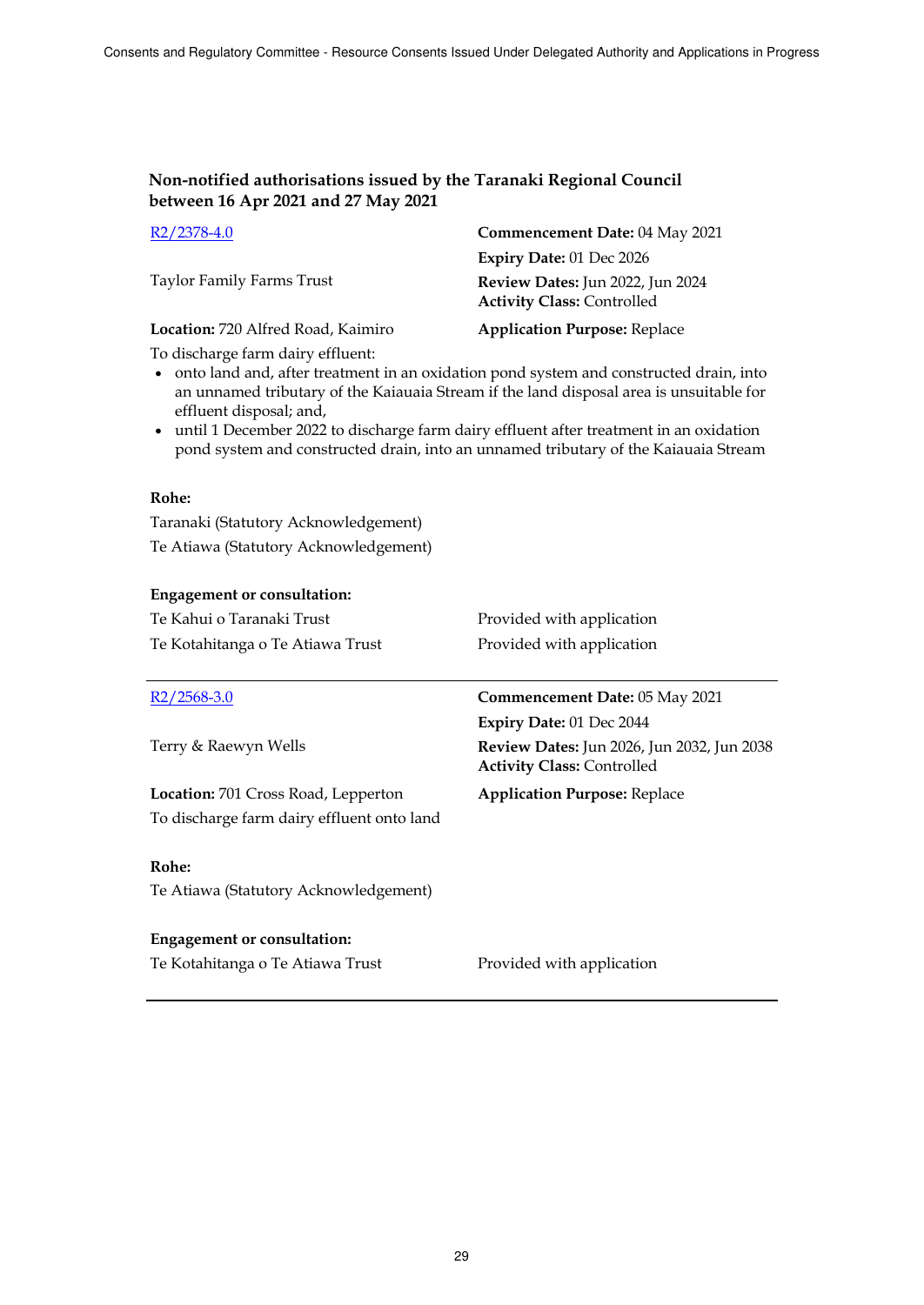### Non-notified authorisations issued by the Taranaki Regional Council between 16 Apr 2021 and 27 May 2021

[R2/2378-4.0]

Taylor Family Farms Trust

**Location:** 720 Alfred Road, Kaimiro

**Commencement Date:** 04 May 2021
**Expiry Date:** 01 Dec 2026
**Review Dates:** Jun 2022, Jun 2024
**Activity Class:** Controlled
**Application Purpose:** Replace

To discharge farm dairy effluent:

- onto land and, after treatment in an oxidation pond system and constructed drain, into an unnamed tributary of the Kaiauaia Stream if the land disposal area is unsuitable for effluent disposal; and,
- until 1 December 2022 to discharge farm dairy effluent after treatment in an oxidation pond system and constructed drain, into an unnamed tributary of the Kaiauaia Stream

**Rohe:**

Taranaki (Statutory Acknowledgement)
Te Atiawa (Statutory Acknowledgement)

**Engagement or consultation:**

| | |
|---|---|
| Te Kahui o Taranaki Trust | Provided with application |
| Te Kotahitanga o Te Atiawa Trust | Provided with application |

---

[R2/2568-3.0]

Terry & Raewyn Wells

**Location:** 701 Cross Road, Lepperton

**Commencement Date:** 05 May 2021
**Expiry Date:** 01 Dec 2044
**Review Dates:** Jun 2026, Jun 2032, Jun 2038
**Activity Class:** Controlled
**Application Purpose:** Replace

To discharge farm dairy effluent onto land

**Rohe:**

Te Atiawa (Statutory Acknowledgement)

**Engagement or consultation:**

| | |
|---|---|
| Te Kotahitanga o Te Atiawa Trust | Provided with application |

---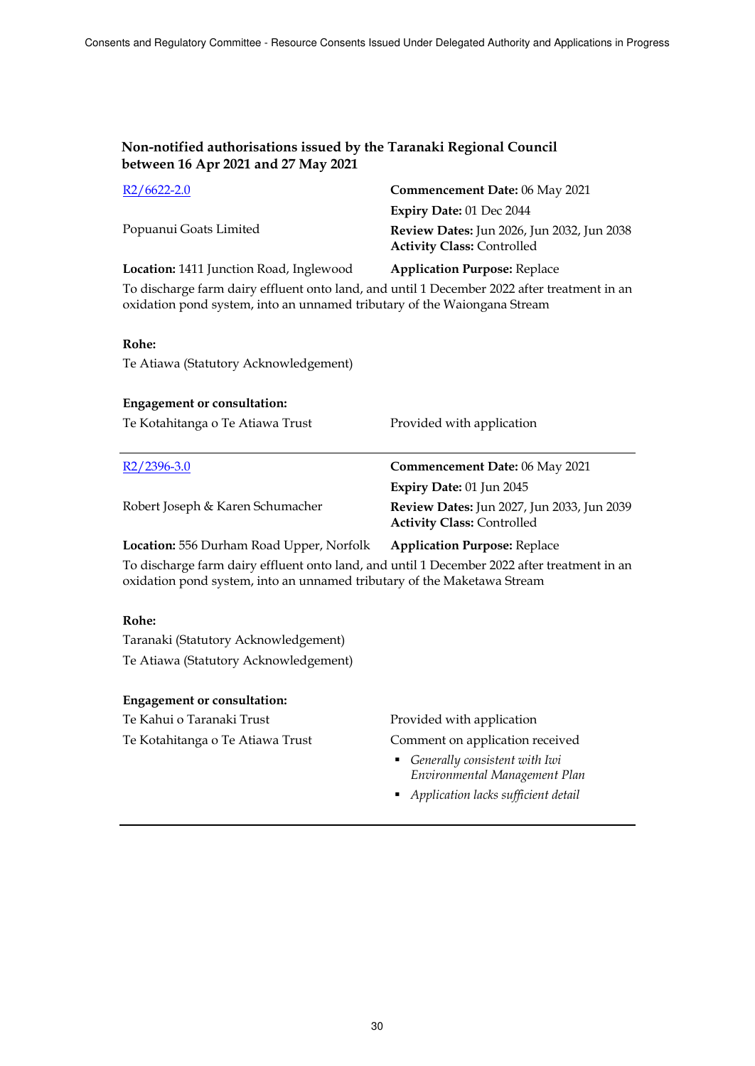### Non-notified authorisations issued by the Taranaki Regional Council between 16 Apr 2021 and 27 May 2021

[R2/6622-2.0]

Popuanui Goats Limited

**Commencement Date:** 06 May 2021
**Expiry Date:** 01 Dec 2044
**Review Dates:** Jun 2026, Jun 2032, Jun 2038
**Activity Class:** Controlled

**Location:** 1411 Junction Road, Inglewood

**Application Purpose:** Replace

To discharge farm dairy effluent onto land, and until 1 December 2022 after treatment in an oxidation pond system, into an unnamed tributary of the Waiongana Stream

**Rohe:**

Te Atiawa (Statutory Acknowledgement)

**Engagement or consultation:**

| | |
|---|---|
| Te Kotahitanga o Te Atiawa Trust | Provided with application |

---

[R2/2396-3.0]

Robert Joseph & Karen Schumacher

**Commencement Date:** 06 May 2021
**Expiry Date:** 01 Jun 2045
**Review Dates:** Jun 2027, Jun 2033, Jun 2039
**Activity Class:** Controlled

**Location:** 556 Durham Road Upper, Norfolk

**Application Purpose:** Replace

To discharge farm dairy effluent onto land, and until 1 December 2022 after treatment in an oxidation pond system, into an unnamed tributary of the Maketawa Stream

**Rohe:**

Taranaki (Statutory Acknowledgement)

Te Atiawa (Statutory Acknowledgement)

**Engagement or consultation:**

| | |
|---|---|
| Te Kahui o Taranaki Trust | Provided with application |
| Te Kotahitanga o Te Atiawa Trust | Comment on application received<br>▪ *Generally consistent with Iwi Environmental Management Plan*<br>▪ *Application lacks sufficient detail* |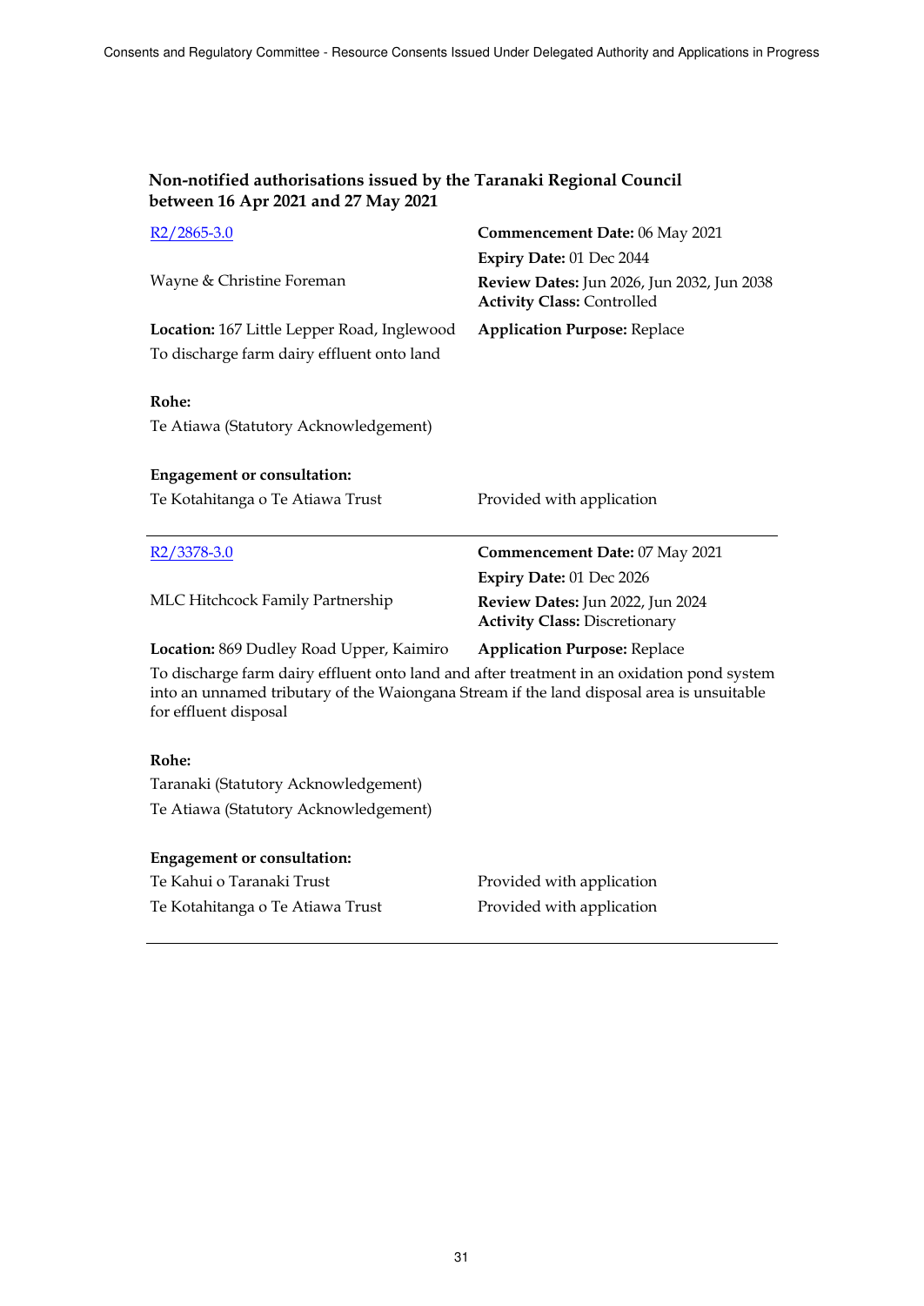### Non-notified authorisations issued by the Taranaki Regional Council between 16 Apr 2021 and 27 May 2021

R2/2865-3.0

Wayne & Christine Foreman

**Commencement Date:** 06 May 2021
**Expiry Date:** 01 Dec 2044
**Review Dates:** Jun 2026, Jun 2032, Jun 2038
**Activity Class:** Controlled

**Location:** 167 Little Lepper Road, Inglewood
**Application Purpose:** Replace

To discharge farm dairy effluent onto land

**Rohe:**

Te Atiawa (Statutory Acknowledgement)

**Engagement or consultation:**

| | |
|---|---|
| Te Kotahitanga o Te Atiawa Trust | Provided with application |

---

R2/3378-3.0

MLC Hitchcock Family Partnership

**Commencement Date:** 07 May 2021
**Expiry Date:** 01 Dec 2026
**Review Dates:** Jun 2022, Jun 2024
**Activity Class:** Discretionary

**Location:** 869 Dudley Road Upper, Kaimiro
**Application Purpose:** Replace

To discharge farm dairy effluent onto land and after treatment in an oxidation pond system into an unnamed tributary of the Waiongana Stream if the land disposal area is unsuitable for effluent disposal

**Rohe:**

Taranaki (Statutory Acknowledgement)

Te Atiawa (Statutory Acknowledgement)

**Engagement or consultation:**

| | |
|---|---|
| Te Kahui o Taranaki Trust | Provided with application |
| Te Kotahitanga o Te Atiawa Trust | Provided with application |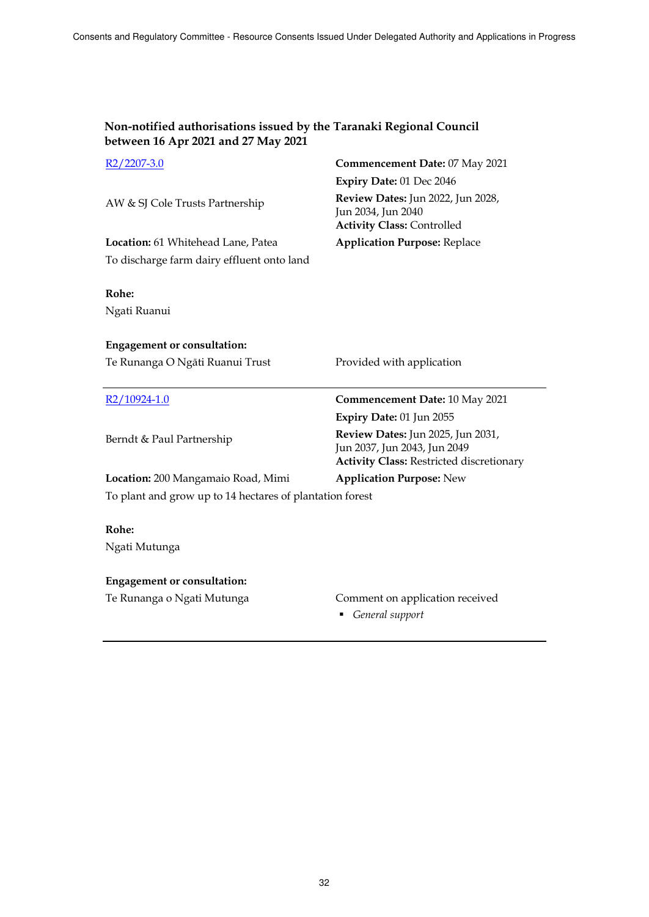### Non-notified authorisations issued by the Taranaki Regional Council between 16 Apr 2021 and 27 May 2021

R2/2207-3.0

AW & SJ Cole Trusts Partnership

**Commencement Date:** 07 May 2021
**Expiry Date:** 01 Dec 2046
**Review Dates:** Jun 2022, Jun 2028, Jun 2034, Jun 2040
**Activity Class:** Controlled
**Application Purpose:** Replace

**Location:** 61 Whitehead Lane, Patea

To discharge farm dairy effluent onto land

**Rohe:**
Ngati Ruanui

**Engagement or consultation:**

Te Runanga O Ngāti Ruanui Trust — Provided with application

---

R2/10924-1.0

Berndt & Paul Partnership

**Commencement Date:** 10 May 2021
**Expiry Date:** 01 Jun 2055
**Review Dates:** Jun 2025, Jun 2031, Jun 2037, Jun 2043, Jun 2049
**Activity Class:** Restricted discretionary
**Application Purpose:** New

**Location:** 200 Mangamaio Road, Mimi

To plant and grow up to 14 hectares of plantation forest

**Rohe:**
Ngati Mutunga

**Engagement or consultation:**

Te Runanga o Ngati Mutunga — Comment on application received

- *General support*

---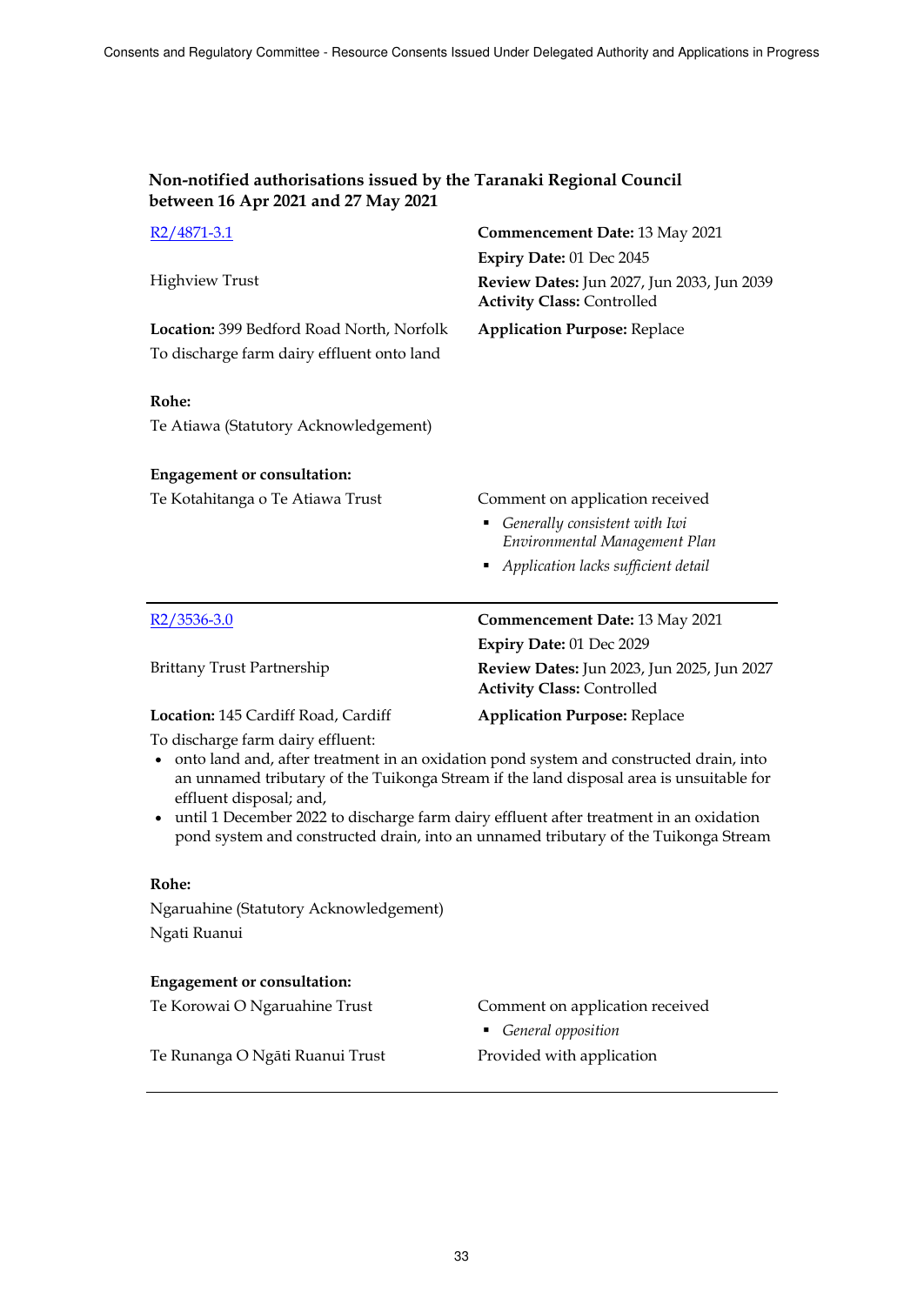## Non-notified authorisations issued by the Taranaki Regional Council between 16 Apr 2021 and 27 May 2021

R2/4871-3.1

Highview Trust

**Commencement Date:** 13 May 2021
**Expiry Date:** 01 Dec 2045
**Review Dates:** Jun 2027, Jun 2033, Jun 2039
**Activity Class:** Controlled

**Location:** 399 Bedford Road North, Norfolk

**Application Purpose:** Replace

To discharge farm dairy effluent onto land

**Rohe:**

Te Atiawa (Statutory Acknowledgement)

**Engagement or consultation:**

Te Kotahitanga o Te Atiawa Trust — Comment on application received

- *Generally consistent with Iwi Environmental Management Plan*
- *Application lacks sufficient detail*

---

R2/3536-3.0

Brittany Trust Partnership

**Commencement Date:** 13 May 2021
**Expiry Date:** 01 Dec 2029
**Review Dates:** Jun 2023, Jun 2025, Jun 2027
**Activity Class:** Controlled

**Location:** 145 Cardiff Road, Cardiff

**Application Purpose:** Replace

To discharge farm dairy effluent:

- onto land and, after treatment in an oxidation pond system and constructed drain, into an unnamed tributary of the Tuikonga Stream if the land disposal area is unsuitable for effluent disposal; and,
- until 1 December 2022 to discharge farm dairy effluent after treatment in an oxidation pond system and constructed drain, into an unnamed tributary of the Tuikonga Stream

**Rohe:**

Ngaruahine (Statutory Acknowledgement)
Ngati Ruanui

**Engagement or consultation:**

Te Korowai O Ngaruahine Trust — Comment on application received

- *General opposition*

Te Runanga O Ngāti Ruanui Trust — Provided with application

---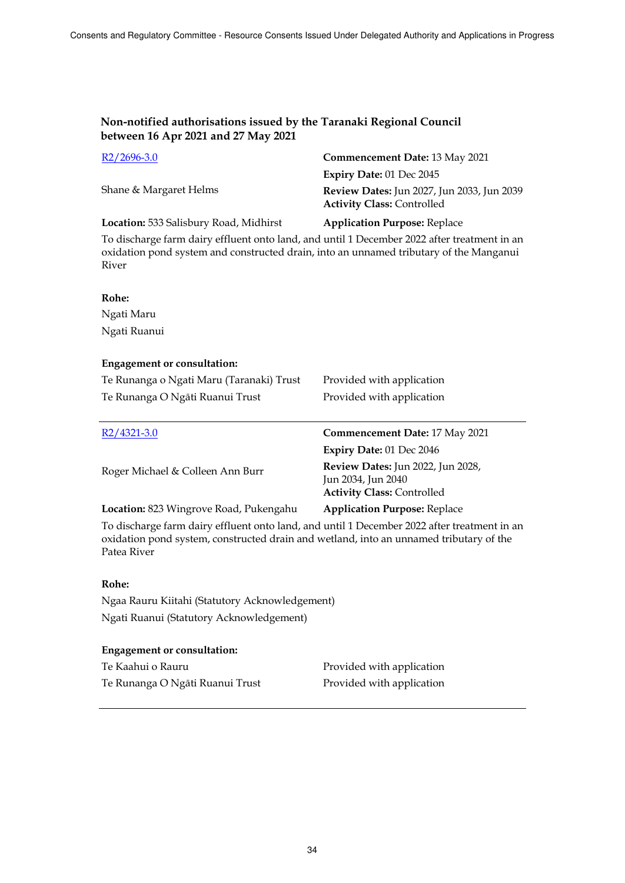### Non-notified authorisations issued by the Taranaki Regional Council between 16 Apr 2021 and 27 May 2021

| R2/2696-3.0 | **Commencement Date:** 13 May 2021 |
|---|---|
| | **Expiry Date:** 01 Dec 2045 |
| Shane & Margaret Helms | **Review Dates:** Jun 2027, Jun 2033, Jun 2039 **Activity Class:** Controlled |
| **Location:** 533 Salisbury Road, Midhirst | **Application Purpose:** Replace |

To discharge farm dairy effluent onto land, and until 1 December 2022 after treatment in an oxidation pond system and constructed drain, into an unnamed tributary of the Manganui River

**Rohe:**

Ngati Maru

Ngati Ruanui

**Engagement or consultation:**

| | |
|---|---|
| Te Runanga o Ngati Maru (Taranaki) Trust | Provided with application |
| Te Runanga O Ngāti Ruanui Trust | Provided with application |

---

| R2/4321-3.0 | **Commencement Date:** 17 May 2021 |
|---|---|
| | **Expiry Date:** 01 Dec 2046 |
| Roger Michael & Colleen Ann Burr | **Review Dates:** Jun 2022, Jun 2028, Jun 2034, Jun 2040 **Activity Class:** Controlled |
| **Location:** 823 Wingrove Road, Pukengahu | **Application Purpose:** Replace |

To discharge farm dairy effluent onto land, and until 1 December 2022 after treatment in an oxidation pond system, constructed drain and wetland, into an unnamed tributary of the Patea River

**Rohe:**

Ngaa Rauru Kiitahi (Statutory Acknowledgement)

Ngati Ruanui (Statutory Acknowledgement)

**Engagement or consultation:**

| | |
|---|---|
| Te Kaahui o Rauru | Provided with application |
| Te Runanga O Ngāti Ruanui Trust | Provided with application |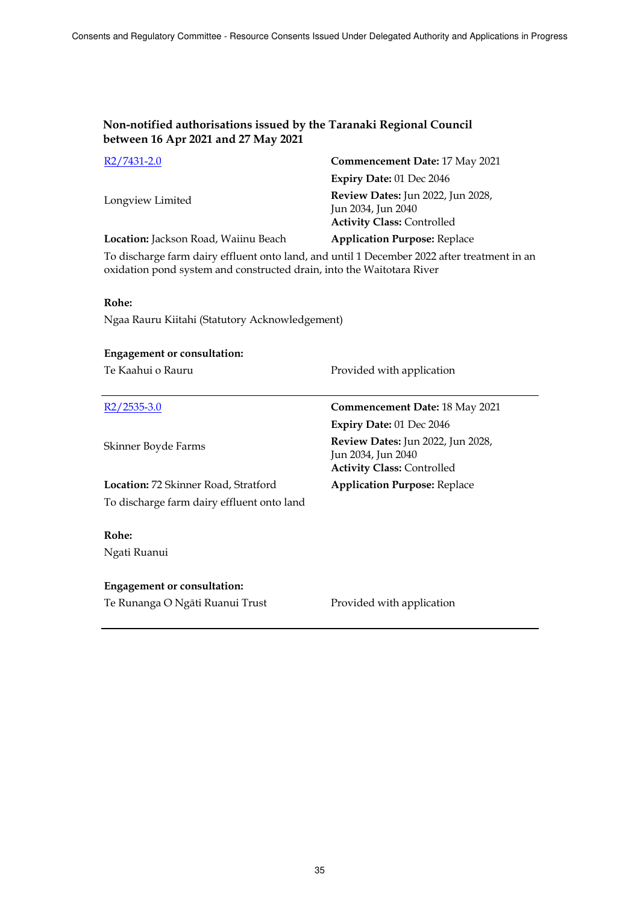### Non-notified authorisations issued by the Taranaki Regional Council between 16 Apr 2021 and 27 May 2021

| | |
|---|---|
| [R2/7431-2.0] | **Commencement Date:** 17 May 2021 |
| | **Expiry Date:** 01 Dec 2046 |
| Longview Limited | **Review Dates:** Jun 2022, Jun 2028, Jun 2034, Jun 2040 |
| | **Activity Class:** Controlled |
| **Location:** Jackson Road, Waiinu Beach | **Application Purpose:** Replace |

To discharge farm dairy effluent onto land, and until 1 December 2022 after treatment in an oxidation pond system and constructed drain, into the Waitotara River

**Rohe:**

Ngaa Rauru Kiitahi (Statutory Acknowledgement)

**Engagement or consultation:**

| | |
|---|---|
| Te Kaahui o Rauru | Provided with application |

---

| | |
|---|---|
| [R2/2535-3.0] | **Commencement Date:** 18 May 2021 |
| | **Expiry Date:** 01 Dec 2046 |
| Skinner Boyde Farms | **Review Dates:** Jun 2022, Jun 2028, Jun 2034, Jun 2040 |
| | **Activity Class:** Controlled |
| **Location:** 72 Skinner Road, Stratford | **Application Purpose:** Replace |

To discharge farm dairy effluent onto land

**Rohe:**

Ngati Ruanui

**Engagement or consultation:**

| | |
|---|---|
| Te Runanga O Ngāti Ruanui Trust | Provided with application |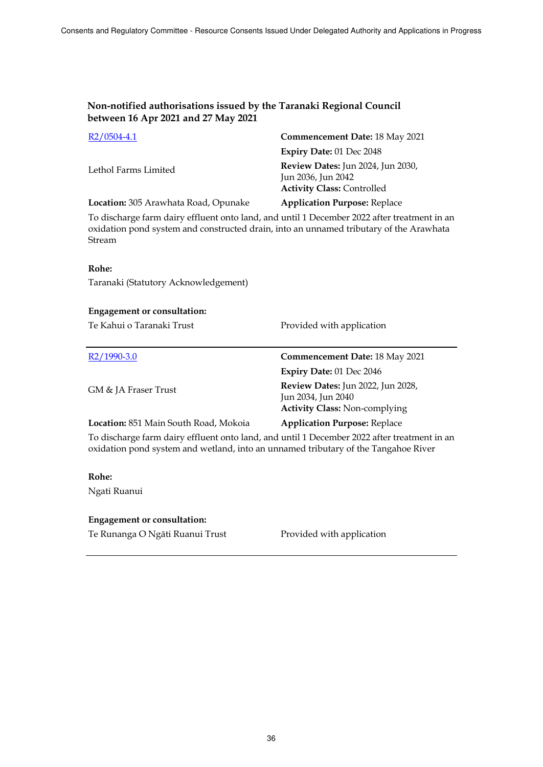### Non-notified authorisations issued by the Taranaki Regional Council between 16 Apr 2021 and 27 May 2021

[R2/0504-4.1](R2/0504-4.1)

Lethol Farms Limited

**Location:** 305 Arawhata Road, Opunake

**Commencement Date:** 18 May 2021
**Expiry Date:** 01 Dec 2048
**Review Dates:** Jun 2024, Jun 2030, Jun 2036, Jun 2042
**Activity Class:** Controlled
**Application Purpose:** Replace

To discharge farm dairy effluent onto land, and until 1 December 2022 after treatment in an oxidation pond system and constructed drain, into an unnamed tributary of the Arawhata Stream

**Rohe:**
Taranaki (Statutory Acknowledgement)

**Engagement or consultation:**

| | |
|---|---|
| Te Kahui o Taranaki Trust | Provided with application |

---

[R2/1990-3.0](R2/1990-3.0)

GM & JA Fraser Trust

**Location:** 851 Main South Road, Mokoia

**Commencement Date:** 18 May 2021
**Expiry Date:** 01 Dec 2046
**Review Dates:** Jun 2022, Jun 2028, Jun 2034, Jun 2040
**Activity Class:** Non-complying
**Application Purpose:** Replace

To discharge farm dairy effluent onto land, and until 1 December 2022 after treatment in an oxidation pond system and wetland, into an unnamed tributary of the Tangahoe River

**Rohe:**
Ngati Ruanui

**Engagement or consultation:**

| | |
|---|---|
| Te Runanga O Ngāti Ruanui Trust | Provided with application |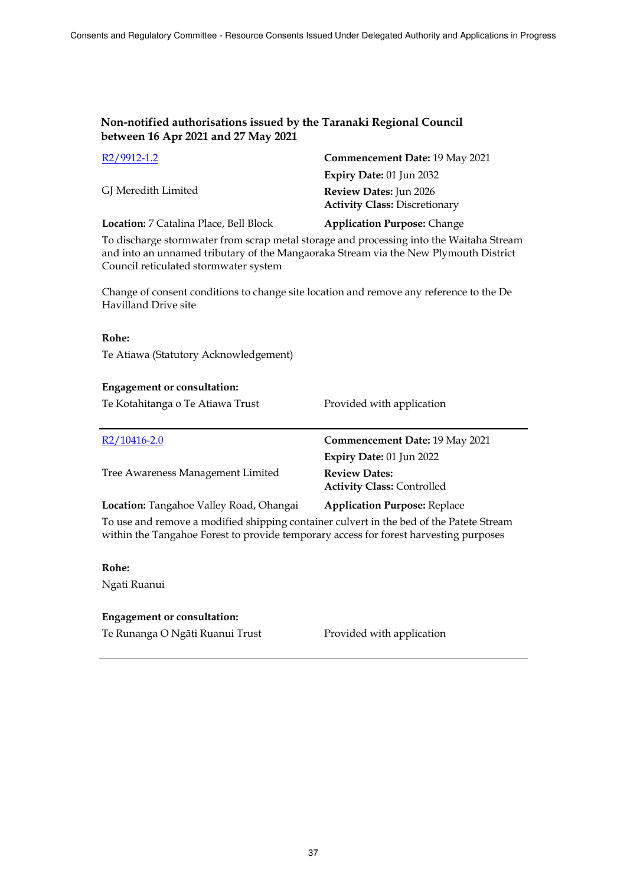### Non-notified authorisations issued by the Taranaki Regional Council between 16 Apr 2021 and 27 May 2021

| | |
|---|---|
| [R2/9912-1.2] | **Commencement Date:** 19 May 2021 |
| | **Expiry Date:** 01 Jun 2032 |
| GJ Meredith Limited | **Review Dates:** Jun 2026<br>**Activity Class:** Discretionary |
| **Location:** 7 Catalina Place, Bell Block | **Application Purpose:** Change |

To discharge stormwater from scrap metal storage and processing into the Waitaha Stream and into an unnamed tributary of the Mangaoraka Stream via the New Plymouth District Council reticulated stormwater system

Change of consent conditions to change site location and remove any reference to the De Havilland Drive site

**Rohe:**

Te Atiawa (Statutory Acknowledgement)

**Engagement or consultation:**

| | |
|---|---|
| Te Kotahitanga o Te Atiawa Trust | Provided with application |

---

| | |
|---|---|
| [R2/10416-2.0] | **Commencement Date:** 19 May 2021 |
| | **Expiry Date:** 01 Jun 2022 |
| Tree Awareness Management Limited | **Review Dates:**<br>**Activity Class:** Controlled |
| **Location:** Tangahoe Valley Road, Ohangai | **Application Purpose:** Replace |

To use and remove a modified shipping container culvert in the bed of the Patete Stream within the Tangahoe Forest to provide temporary access for forest harvesting purposes

**Rohe:**

Ngati Ruanui

**Engagement or consultation:**

| | |
|---|---|
| Te Runanga O Ngāti Ruanui Trust | Provided with application |

---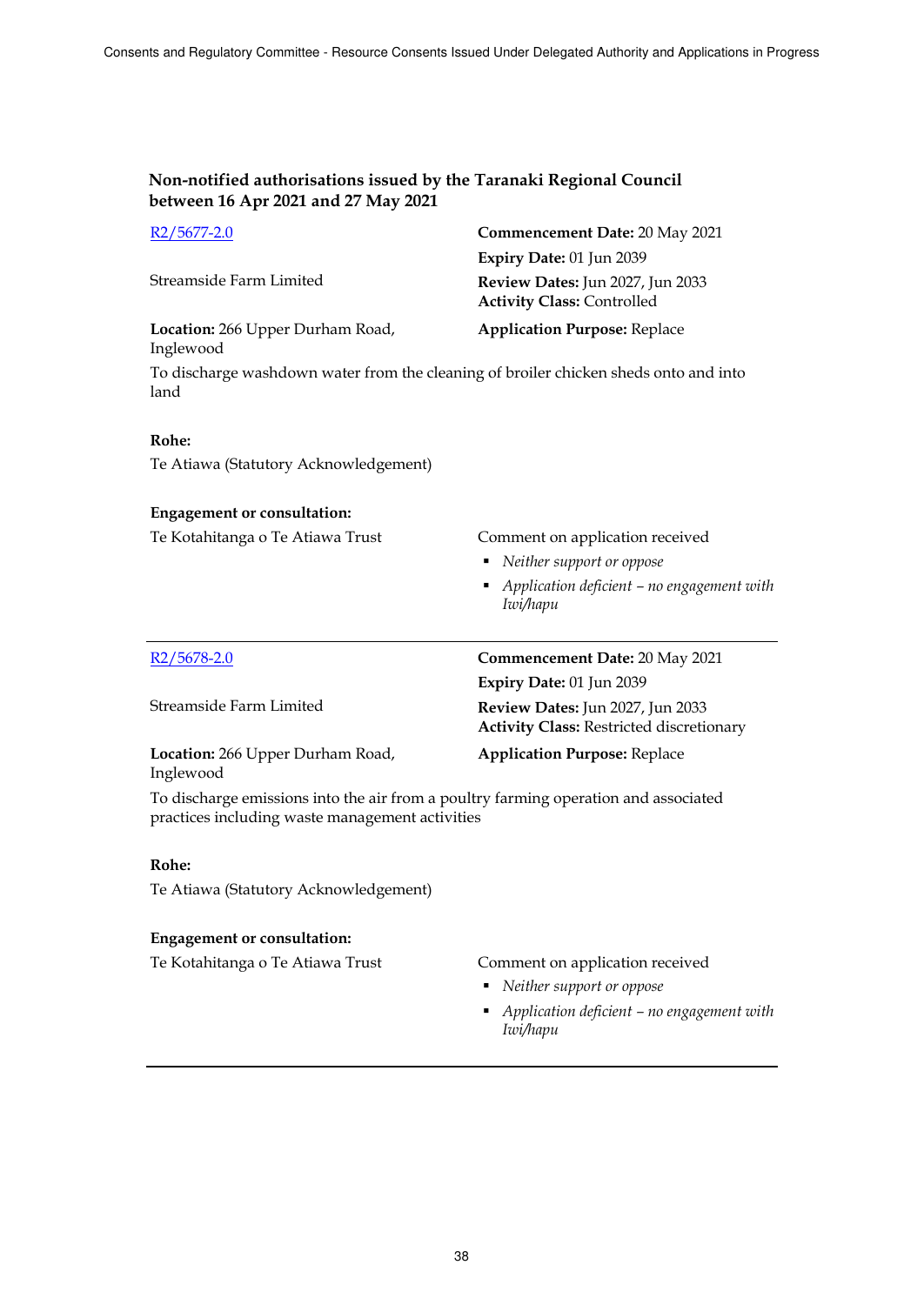### Non-notified authorisations issued by the Taranaki Regional Council between 16 Apr 2021 and 27 May 2021

[R2/5677-2.0](R2/5677-2.0)

Streamside Farm Limited

**Location:** 266 Upper Durham Road, Inglewood

**Commencement Date:** 20 May 2021
**Expiry Date:** 01 Jun 2039
**Review Dates:** Jun 2027, Jun 2033
**Activity Class:** Controlled
**Application Purpose:** Replace

To discharge washdown water from the cleaning of broiler chicken sheds onto and into land

**Rohe:**

Te Atiawa (Statutory Acknowledgement)

**Engagement or consultation:**

Te Kotahitanga o Te Atiawa Trust

Comment on application received

- *Neither support or oppose*
- *Application deficient – no engagement with Iwi/hapu*

---

[R2/5678-2.0](R2/5678-2.0)

Streamside Farm Limited

**Location:** 266 Upper Durham Road, Inglewood

**Commencement Date:** 20 May 2021
**Expiry Date:** 01 Jun 2039
**Review Dates:** Jun 2027, Jun 2033
**Activity Class:** Restricted discretionary
**Application Purpose:** Replace

To discharge emissions into the air from a poultry farming operation and associated practices including waste management activities

**Rohe:**

Te Atiawa (Statutory Acknowledgement)

**Engagement or consultation:**

Te Kotahitanga o Te Atiawa Trust

Comment on application received

- *Neither support or oppose*
- *Application deficient – no engagement with Iwi/hapu*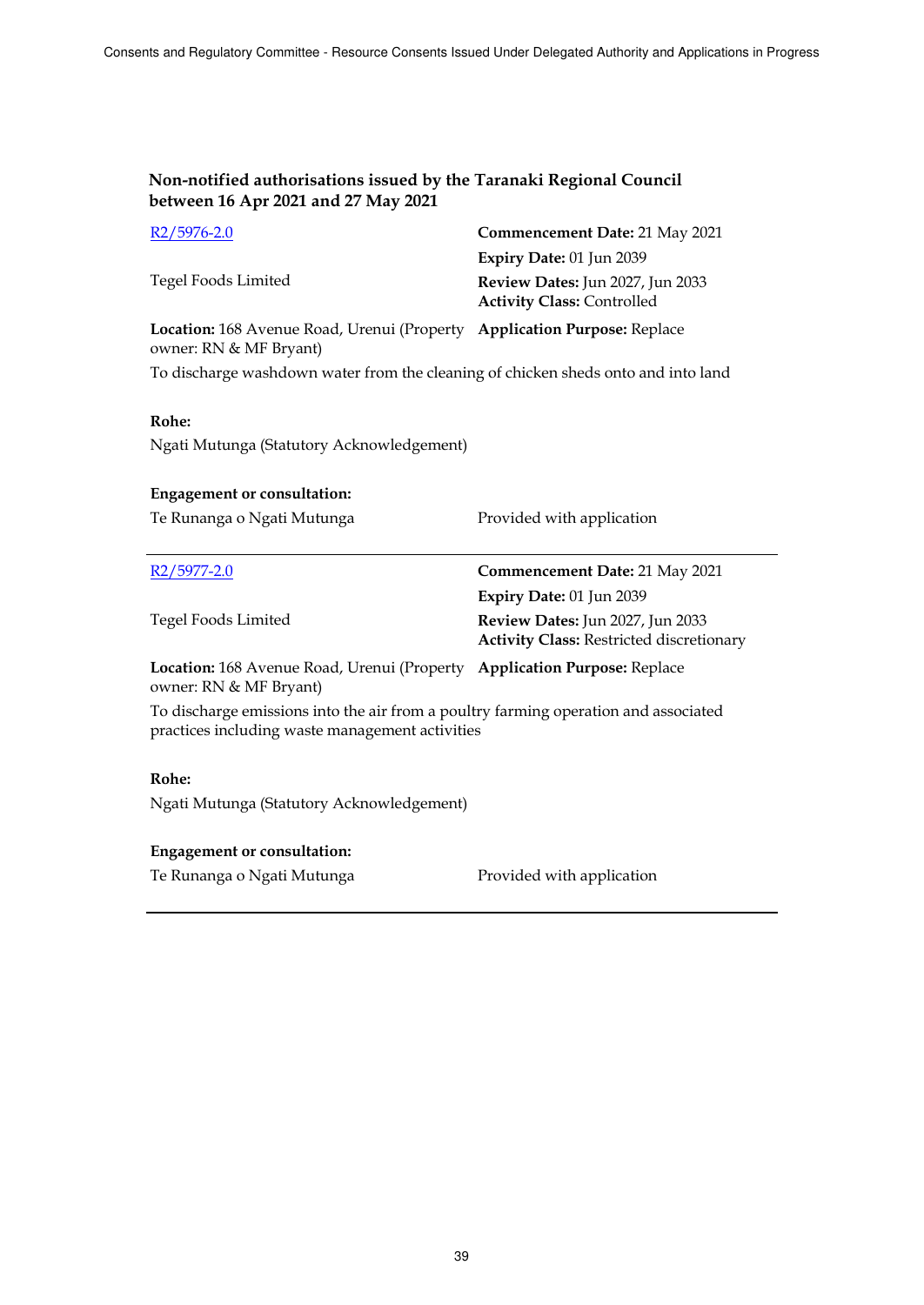## Non-notified authorisations issued by the Taranaki Regional Council between 16 Apr 2021 and 27 May 2021

[R2/5976-2.0]

Tegel Foods Limited

**Commencement Date:** 21 May 2021
**Expiry Date:** 01 Jun 2039
**Review Dates:** Jun 2027, Jun 2033
**Activity Class:** Controlled

**Location:** 168 Avenue Road, Urenui (Property owner: RN & MF Bryant)

**Application Purpose:** Replace

To discharge washdown water from the cleaning of chicken sheds onto and into land

**Rohe:**

Ngati Mutunga (Statutory Acknowledgement)

**Engagement or consultation:**

Te Runanga o Ngati Mutunga — Provided with application

---

[R2/5977-2.0]

Tegel Foods Limited

**Commencement Date:** 21 May 2021
**Expiry Date:** 01 Jun 2039
**Review Dates:** Jun 2027, Jun 2033
**Activity Class:** Restricted discretionary

**Location:** 168 Avenue Road, Urenui (Property owner: RN & MF Bryant)

**Application Purpose:** Replace

To discharge emissions into the air from a poultry farming operation and associated practices including waste management activities

**Rohe:**

Ngati Mutunga (Statutory Acknowledgement)

**Engagement or consultation:**

Te Runanga o Ngati Mutunga — Provided with application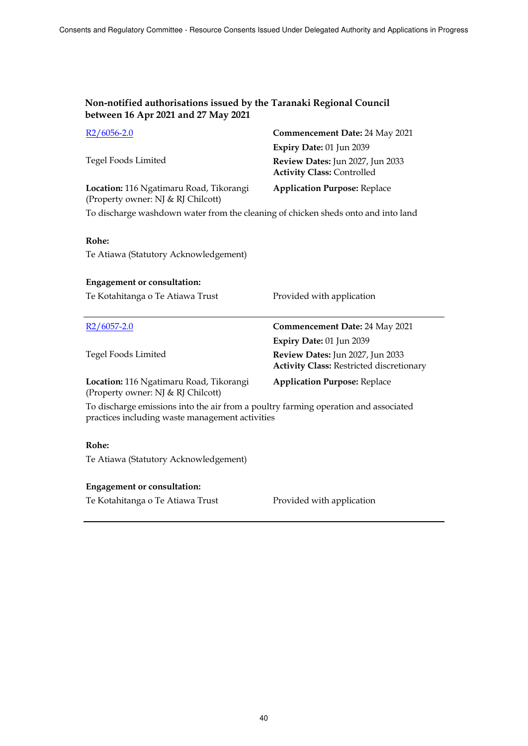## Non-notified authorisations issued by the Taranaki Regional Council between 16 Apr 2021 and 27 May 2021

| | |
|---|---|
| R2/6056-2.0 | **Commencement Date:** 24 May 2021 |
| | **Expiry Date:** 01 Jun 2039 |
| Tegel Foods Limited | **Review Dates:** Jun 2027, Jun 2033 |
| | **Activity Class:** Controlled |
| **Location:** 116 Ngatimaru Road, Tikorangi (Property owner: NJ & RJ Chilcott) | **Application Purpose:** Replace |

To discharge washdown water from the cleaning of chicken sheds onto and into land

**Rohe:**

Te Atiawa (Statutory Acknowledgement)

**Engagement or consultation:**

| | |
|---|---|
| Te Kotahitanga o Te Atiawa Trust | Provided with application |

---

| | |
|---|---|
| R2/6057-2.0 | **Commencement Date:** 24 May 2021 |
| | **Expiry Date:** 01 Jun 2039 |
| Tegel Foods Limited | **Review Dates:** Jun 2027, Jun 2033 |
| | **Activity Class:** Restricted discretionary |
| **Location:** 116 Ngatimaru Road, Tikorangi (Property owner: NJ & RJ Chilcott) | **Application Purpose:** Replace |

To discharge emissions into the air from a poultry farming operation and associated practices including waste management activities

**Rohe:**

Te Atiawa (Statutory Acknowledgement)

**Engagement or consultation:**

| | |
|---|---|
| Te Kotahitanga o Te Atiawa Trust | Provided with application |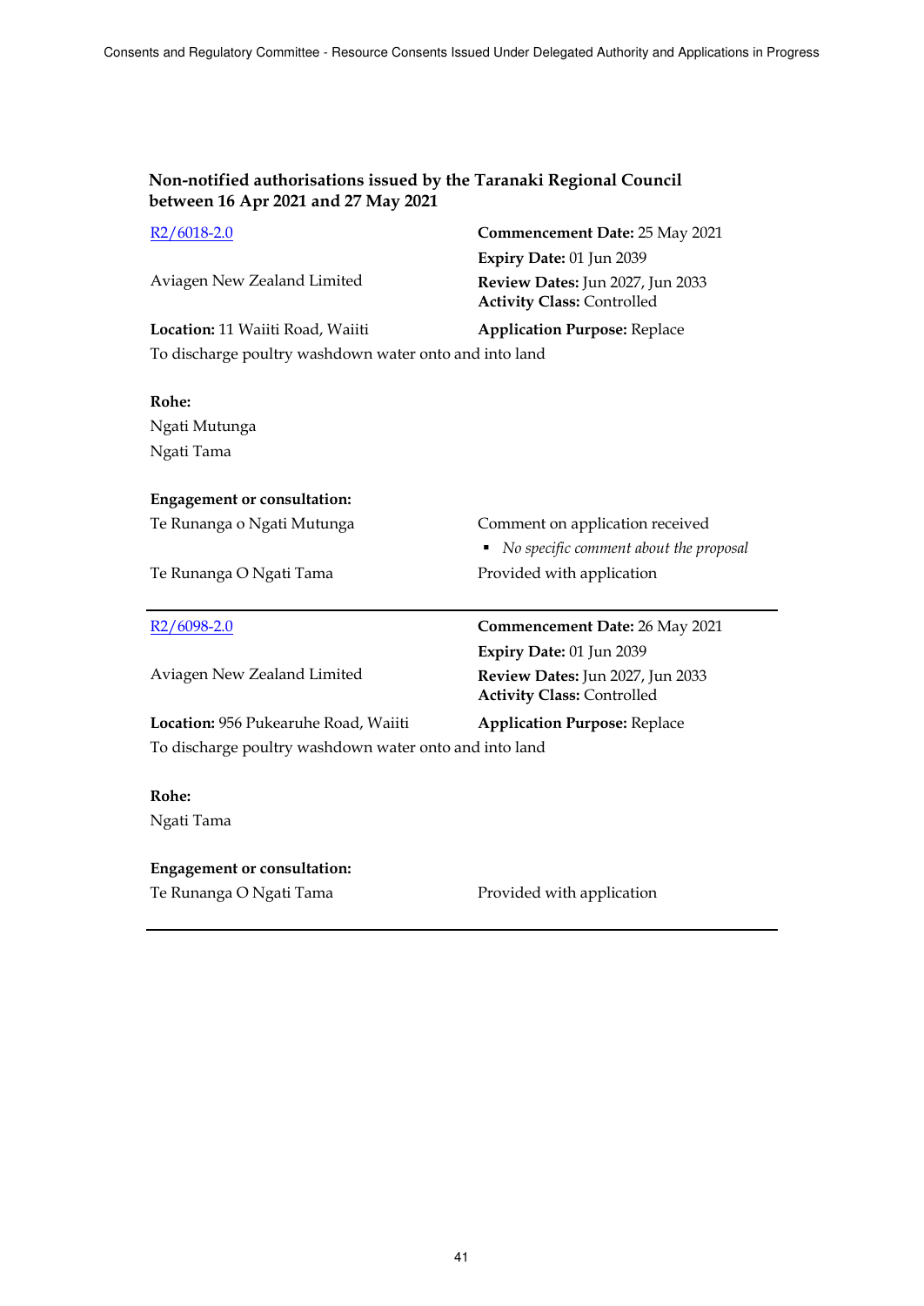### Non-notified authorisations issued by the Taranaki Regional Council between 16 Apr 2021 and 27 May 2021

[R2/6018-2.0](R2/6018-2.0)

Aviagen New Zealand Limited

**Commencement Date:** 25 May 2021
**Expiry Date:** 01 Jun 2039
**Review Dates:** Jun 2027, Jun 2033
**Activity Class:** Controlled

**Location:** 11 Waiiti Road, Waiiti

**Application Purpose:** Replace

To discharge poultry washdown water onto and into land

**Rohe:**
Ngati Mutunga
Ngati Tama

**Engagement or consultation:**

| | |
|---|---|
| Te Runanga o Ngati Mutunga | Comment on application received<br>▪ *No specific comment about the proposal* |
| Te Runanga O Ngati Tama | Provided with application |

---

[R2/6098-2.0](R2/6098-2.0)

Aviagen New Zealand Limited

**Commencement Date:** 26 May 2021
**Expiry Date:** 01 Jun 2039
**Review Dates:** Jun 2027, Jun 2033
**Activity Class:** Controlled

**Location:** 956 Pukearuhe Road, Waiiti

**Application Purpose:** Replace

To discharge poultry washdown water onto and into land

**Rohe:**
Ngati Tama

**Engagement or consultation:**

| | |
|---|---|
| Te Runanga O Ngati Tama | Provided with application |

---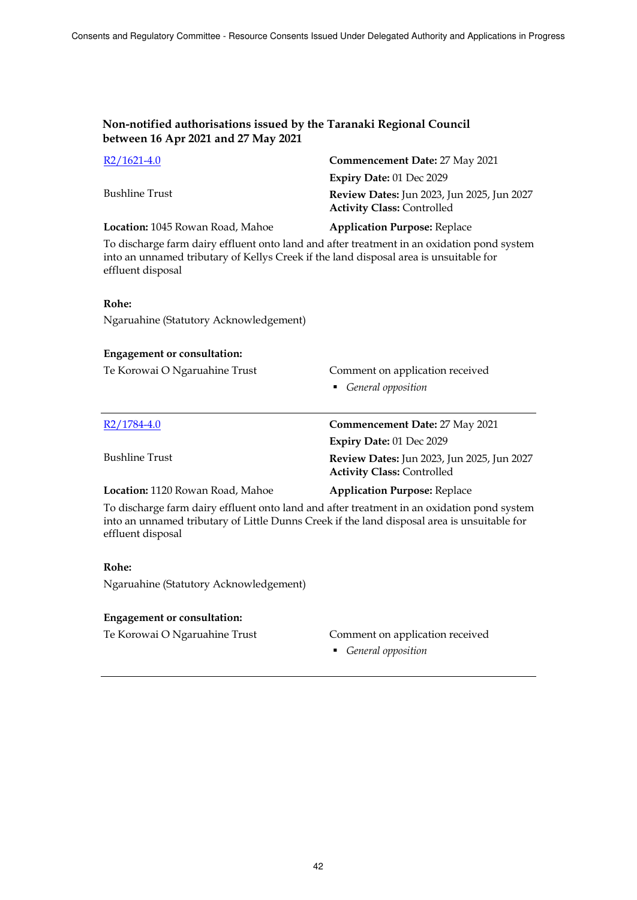### Non-notified authorisations issued by the Taranaki Regional Council between 16 Apr 2021 and 27 May 2021

R2/1621-4.0

**Commencement Date:** 27 May 2021

**Expiry Date:** 01 Dec 2029

Bushline Trust

**Review Dates:** Jun 2023, Jun 2025, Jun 2027

**Activity Class:** Controlled

**Location:** 1045 Rowan Road, Mahoe

**Application Purpose:** Replace

To discharge farm dairy effluent onto land and after treatment in an oxidation pond system into an unnamed tributary of Kellys Creek if the land disposal area is unsuitable for effluent disposal

**Rohe:**

Ngaruahine (Statutory Acknowledgement)

**Engagement or consultation:**

Te Korowai O Ngaruahine Trust — Comment on application received

- *General opposition*

---

R2/1784-4.0

**Commencement Date:** 27 May 2021

**Expiry Date:** 01 Dec 2029

Bushline Trust

**Review Dates:** Jun 2023, Jun 2025, Jun 2027

**Activity Class:** Controlled

**Location:** 1120 Rowan Road, Mahoe

**Application Purpose:** Replace

To discharge farm dairy effluent onto land and after treatment in an oxidation pond system into an unnamed tributary of Little Dunns Creek if the land disposal area is unsuitable for effluent disposal

**Rohe:**

Ngaruahine (Statutory Acknowledgement)

**Engagement or consultation:**

Te Korowai O Ngaruahine Trust — Comment on application received

- *General opposition*

---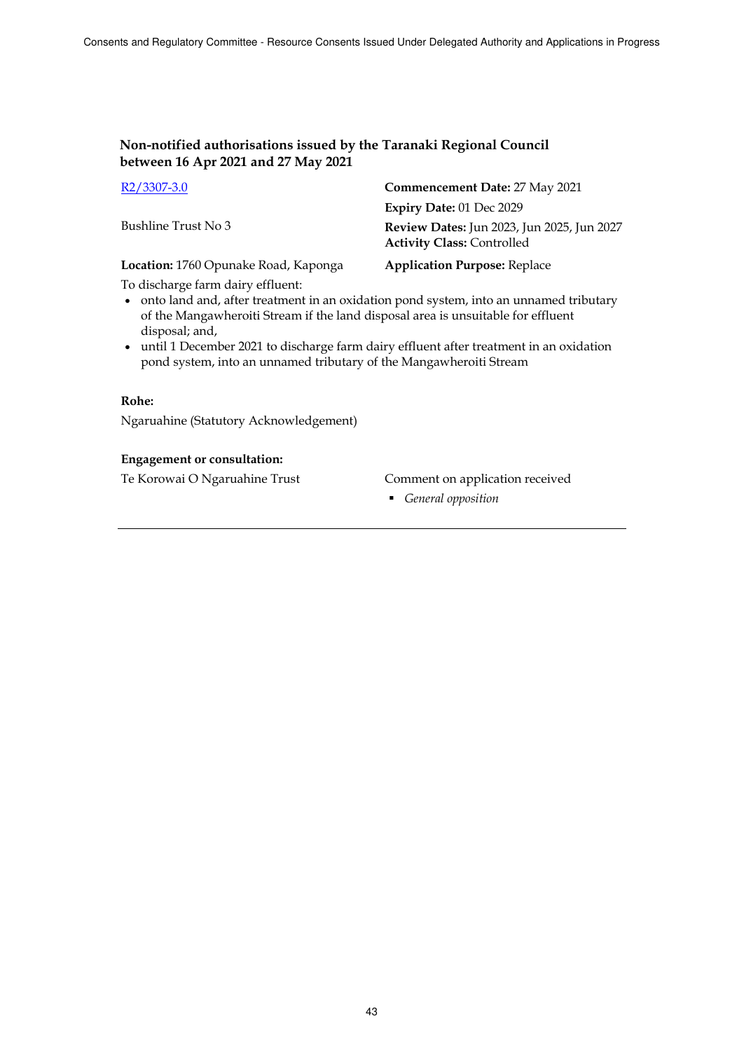### Non-notified authorisations issued by the Taranaki Regional Council between 16 Apr 2021 and 27 May 2021

R2/3307-3.0

Bushline Trust No 3

**Location:** 1760 Opunake Road, Kaponga

**Commencement Date:** 27 May 2021

**Expiry Date:** 01 Dec 2029

**Review Dates:** Jun 2023, Jun 2025, Jun 2027

**Activity Class:** Controlled

**Application Purpose:** Replace

To discharge farm dairy effluent:

- onto land and, after treatment in an oxidation pond system, into an unnamed tributary of the Mangawheroiti Stream if the land disposal area is unsuitable for effluent disposal; and,
- until 1 December 2021 to discharge farm dairy effluent after treatment in an oxidation pond system, into an unnamed tributary of the Mangawheroiti Stream

**Rohe:**

Ngaruahine (Statutory Acknowledgement)

**Engagement or consultation:**

Te Korowai O Ngaruahine Trust

Comment on application received

- *General opposition*